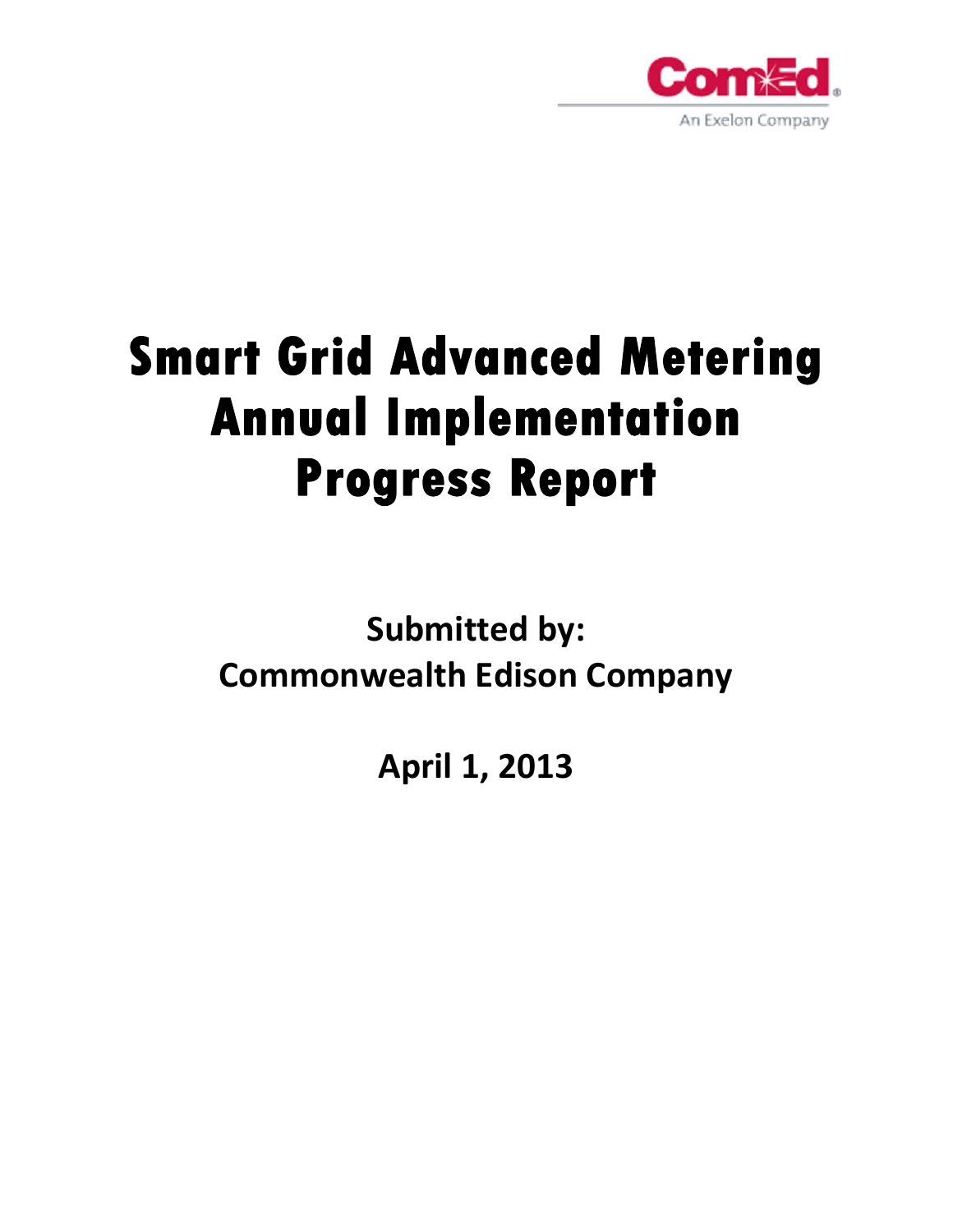ComEd

An Exelon Company

# Smart Grid Advanced Metering Annual Implementation Progress Report

**Submitted by:**
**Commonwealth Edison Company**

**April 1, 2013**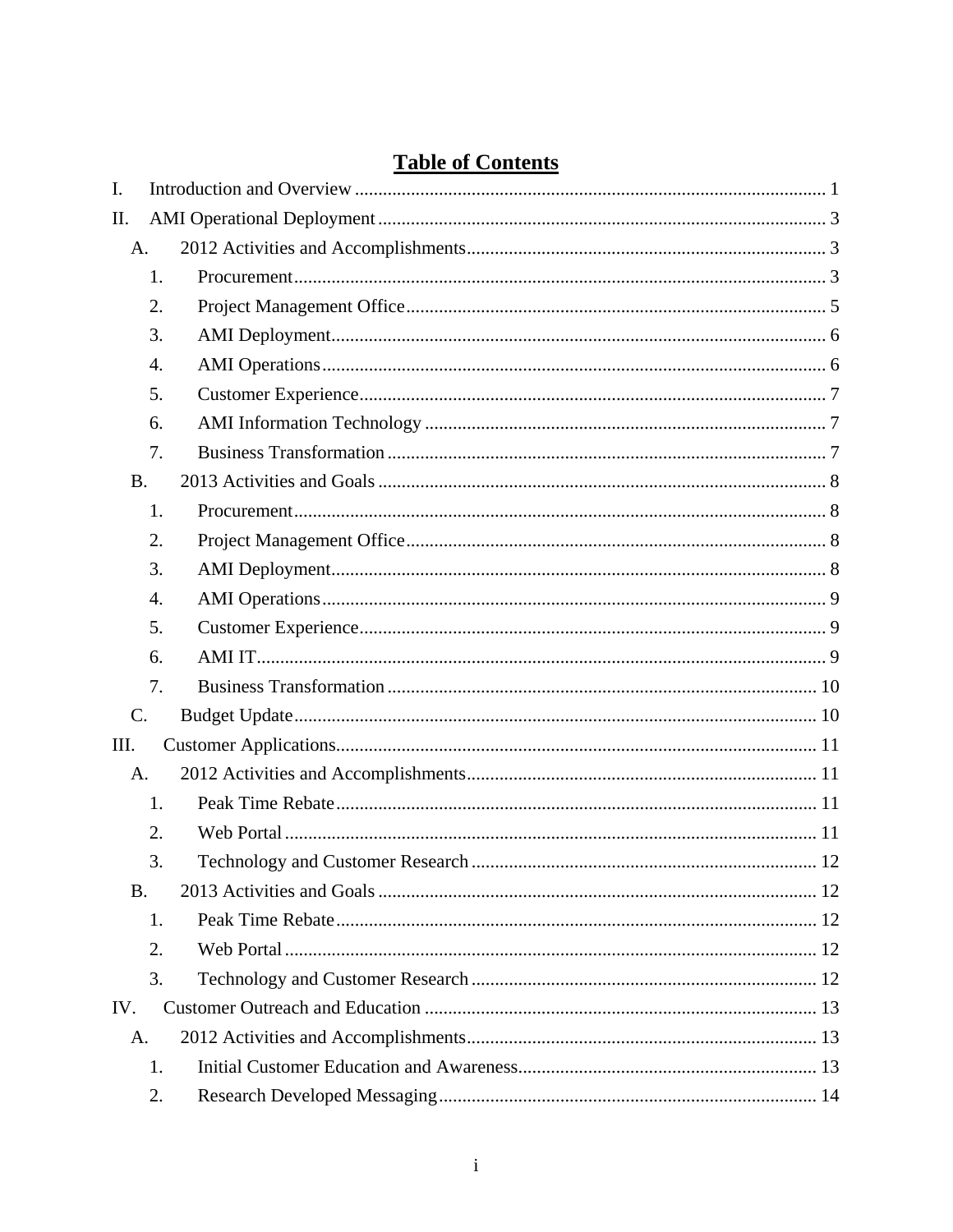# Table of Contents

I. Introduction and Overview ..................................................... 1

II. AMI Operational Deployment ..................................................... 3

- A. 2012 Activities and Accomplishments ..................................................... 3
  - 1. Procurement ..................................................... 3
  - 2. Project Management Office ..................................................... 5
  - 3. AMI Deployment ..................................................... 6
  - 4. AMI Operations ..................................................... 6
  - 5. Customer Experience ..................................................... 7
  - 6. AMI Information Technology ..................................................... 7
  - 7. Business Transformation ..................................................... 7
- B. 2013 Activities and Goals ..................................................... 8
  - 1. Procurement ..................................................... 8
  - 2. Project Management Office ..................................................... 8
  - 3. AMI Deployment ..................................................... 8
  - 4. AMI Operations ..................................................... 9
  - 5. Customer Experience ..................................................... 9
  - 6. AMI IT ..................................................... 9
  - 7. Business Transformation ..................................................... 10
- C. Budget Update ..................................................... 10

III. Customer Applications ..................................................... 11

- A. 2012 Activities and Accomplishments ..................................................... 11
  - 1. Peak Time Rebate ..................................................... 11
  - 2. Web Portal ..................................................... 11
  - 3. Technology and Customer Research ..................................................... 12
- B. 2013 Activities and Goals ..................................................... 12
  - 1. Peak Time Rebate ..................................................... 12
  - 2. Web Portal ..................................................... 12
  - 3. Technology and Customer Research ..................................................... 12

IV. Customer Outreach and Education ..................................................... 13

- A. 2012 Activities and Accomplishments ..................................................... 13
  - 1. Initial Customer Education and Awareness ..................................................... 13
  - 2. Research Developed Messaging ..................................................... 14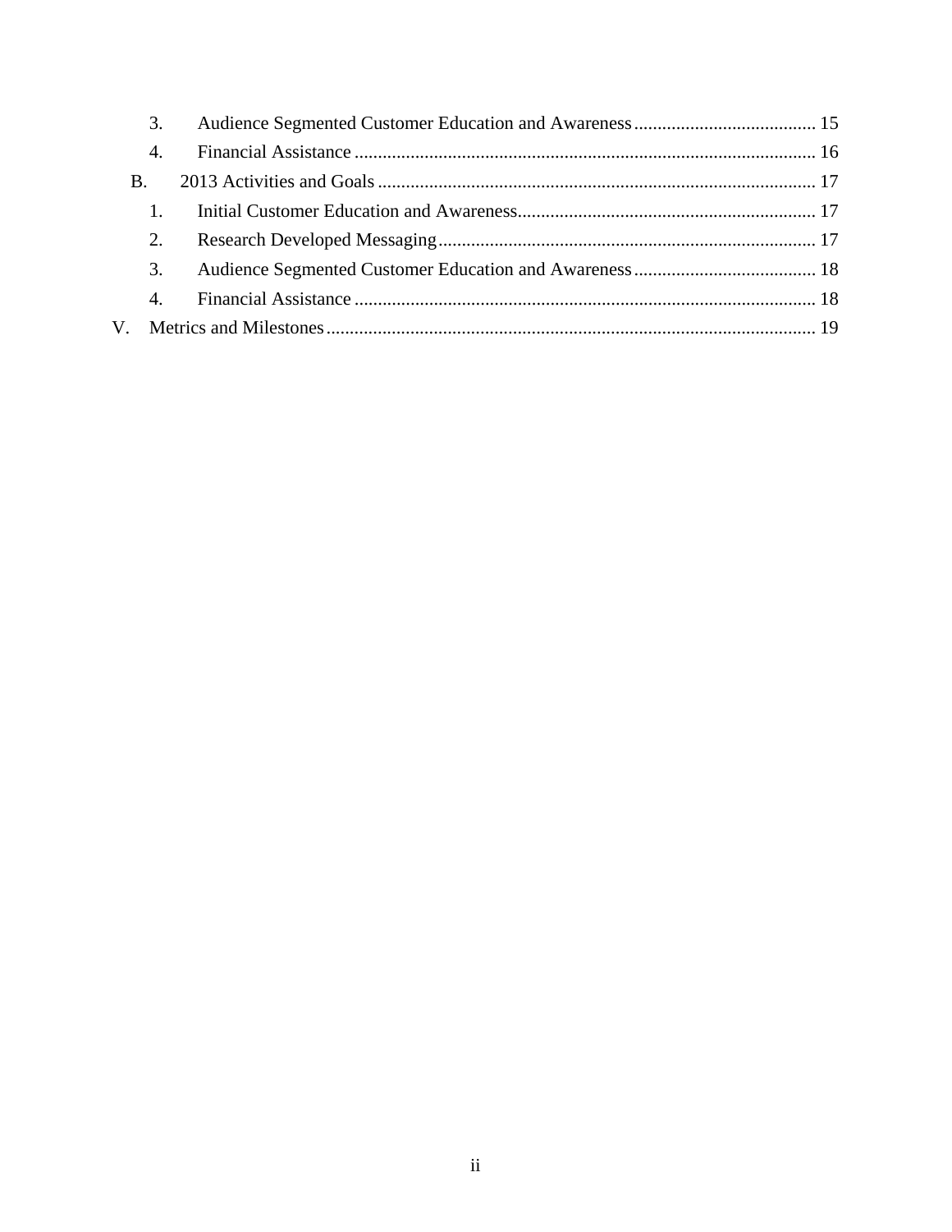3. Audience Segmented Customer Education and Awareness ....................................... 15

4. Financial Assistance ................................................................................................... 16

B. 2013 Activities and Goals .............................................................................................. 17

1. Initial Customer Education and Awareness................................................................ 17

2. Research Developed Messaging................................................................................. 17

3. Audience Segmented Customer Education and Awareness ....................................... 18

4. Financial Assistance ................................................................................................... 18

V. Metrics and Milestones......................................................................................................... 19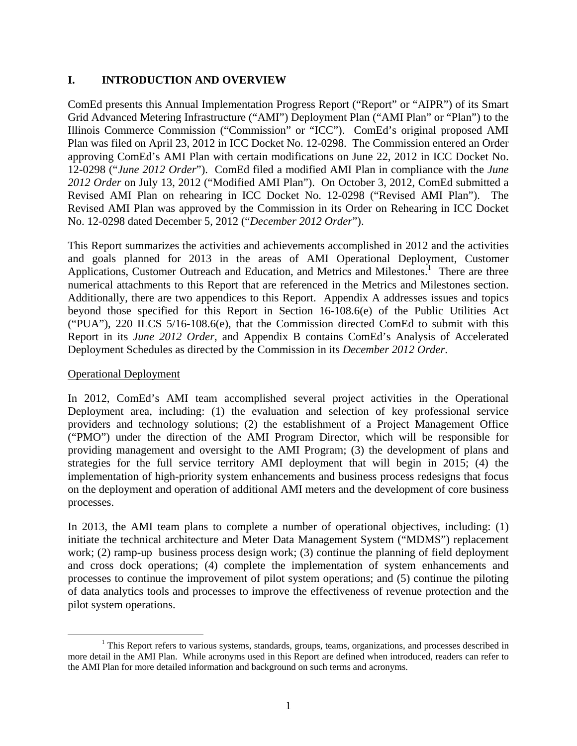## I. INTRODUCTION AND OVERVIEW

ComEd presents this Annual Implementation Progress Report ("Report" or "AIPR") of its Smart Grid Advanced Metering Infrastructure ("AMI") Deployment Plan ("AMI Plan" or "Plan") to the Illinois Commerce Commission ("Commission" or "ICC"). ComEd's original proposed AMI Plan was filed on April 23, 2012 in ICC Docket No. 12-0298. The Commission entered an Order approving ComEd's AMI Plan with certain modifications on June 22, 2012 in ICC Docket No. 12-0298 ("*June 2012 Order*"). ComEd filed a modified AMI Plan in compliance with the *June 2012 Order* on July 13, 2012 ("Modified AMI Plan"). On October 3, 2012, ComEd submitted a Revised AMI Plan on rehearing in ICC Docket No. 12-0298 ("Revised AMI Plan"). The Revised AMI Plan was approved by the Commission in its Order on Rehearing in ICC Docket No. 12-0298 dated December 5, 2012 ("*December 2012 Order*").

This Report summarizes the activities and achievements accomplished in 2012 and the activities and goals planned for 2013 in the areas of AMI Operational Deployment, Customer Applications, Customer Outreach and Education, and Metrics and Milestones.[1] There are three numerical attachments to this Report that are referenced in the Metrics and Milestones section. Additionally, there are two appendices to this Report. Appendix A addresses issues and topics beyond those specified for this Report in Section 16-108.6(e) of the Public Utilities Act ("PUA"), 220 ILCS 5/16-108.6(e), that the Commission directed ComEd to submit with this Report in its *June 2012 Order*, and Appendix B contains ComEd's Analysis of Accelerated Deployment Schedules as directed by the Commission in its *December 2012 Order*.

Operational Deployment

In 2012, ComEd's AMI team accomplished several project activities in the Operational Deployment area, including: (1) the evaluation and selection of key professional service providers and technology solutions; (2) the establishment of a Project Management Office ("PMO") under the direction of the AMI Program Director, which will be responsible for providing management and oversight to the AMI Program; (3) the development of plans and strategies for the full service territory AMI deployment that will begin in 2015; (4) the implementation of high-priority system enhancements and business process redesigns that focus on the deployment and operation of additional AMI meters and the development of core business processes.

In 2013, the AMI team plans to complete a number of operational objectives, including: (1) initiate the technical architecture and Meter Data Management System ("MDMS") replacement work; (2) ramp-up business process design work; (3) continue the planning of field deployment and cross dock operations; (4) complete the implementation of system enhancements and processes to continue the improvement of pilot system operations; and (5) continue the piloting of data analytics tools and processes to improve the effectiveness of revenue protection and the pilot system operations.

[1] This Report refers to various systems, standards, groups, teams, organizations, and processes described in more detail in the AMI Plan. While acronyms used in this Report are defined when introduced, readers can refer to the AMI Plan for more detailed information and background on such terms and acronyms.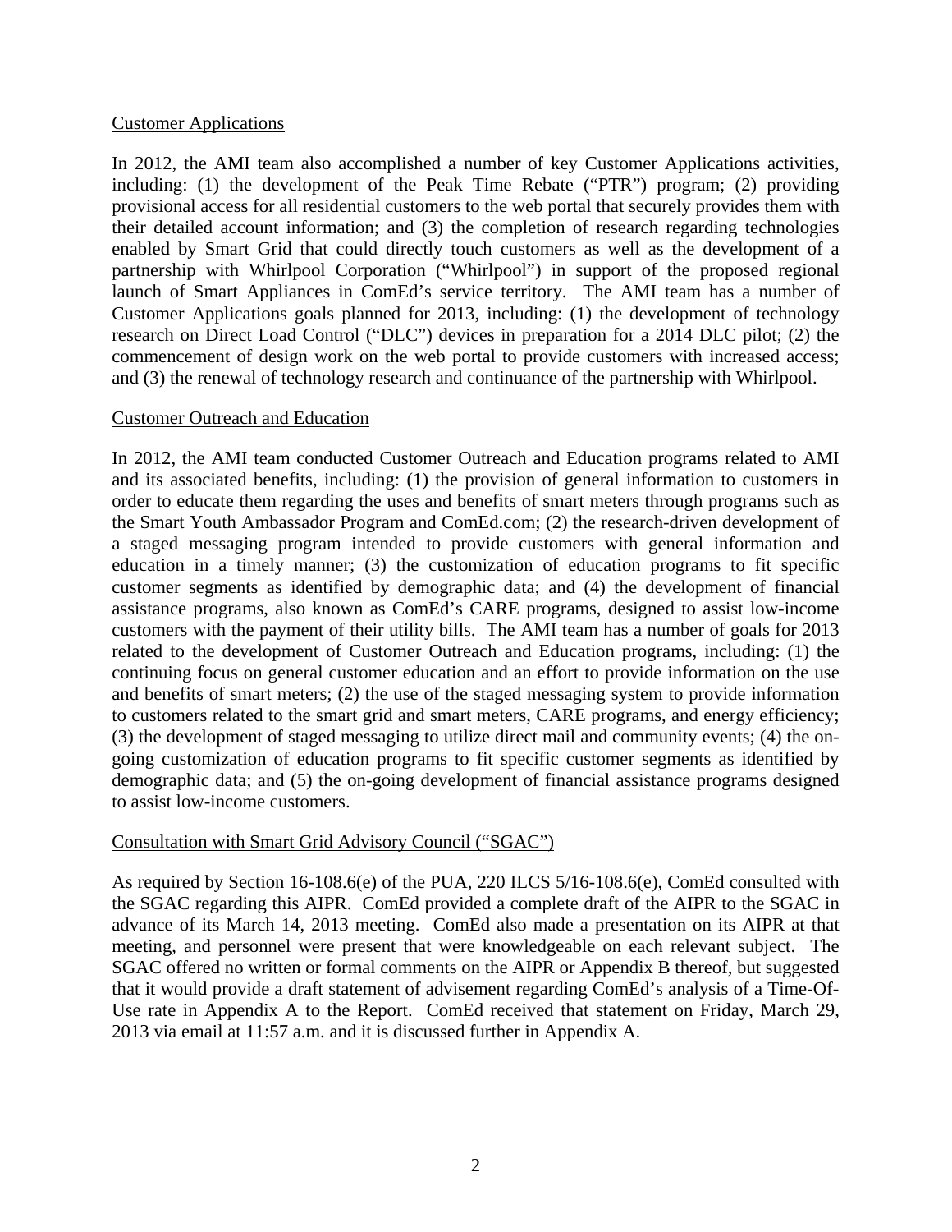Customer Applications

In 2012, the AMI team also accomplished a number of key Customer Applications activities, including: (1) the development of the Peak Time Rebate ("PTR") program; (2) providing provisional access for all residential customers to the web portal that securely provides them with their detailed account information; and (3) the completion of research regarding technologies enabled by Smart Grid that could directly touch customers as well as the development of a partnership with Whirlpool Corporation ("Whirlpool") in support of the proposed regional launch of Smart Appliances in ComEd's service territory. The AMI team has a number of Customer Applications goals planned for 2013, including: (1) the development of technology research on Direct Load Control ("DLC") devices in preparation for a 2014 DLC pilot; (2) the commencement of design work on the web portal to provide customers with increased access; and (3) the renewal of technology research and continuance of the partnership with Whirlpool.

Customer Outreach and Education

In 2012, the AMI team conducted Customer Outreach and Education programs related to AMI and its associated benefits, including: (1) the provision of general information to customers in order to educate them regarding the uses and benefits of smart meters through programs such as the Smart Youth Ambassador Program and ComEd.com; (2) the research-driven development of a staged messaging program intended to provide customers with general information and education in a timely manner; (3) the customization of education programs to fit specific customer segments as identified by demographic data; and (4) the development of financial assistance programs, also known as ComEd's CARE programs, designed to assist low-income customers with the payment of their utility bills. The AMI team has a number of goals for 2013 related to the development of Customer Outreach and Education programs, including: (1) the continuing focus on general customer education and an effort to provide information on the use and benefits of smart meters; (2) the use of the staged messaging system to provide information to customers related to the smart grid and smart meters, CARE programs, and energy efficiency; (3) the development of staged messaging to utilize direct mail and community events; (4) the on-going customization of education programs to fit specific customer segments as identified by demographic data; and (5) the on-going development of financial assistance programs designed to assist low-income customers.

Consultation with Smart Grid Advisory Council ("SGAC")

As required by Section 16-108.6(e) of the PUA, 220 ILCS 5/16-108.6(e), ComEd consulted with the SGAC regarding this AIPR. ComEd provided a complete draft of the AIPR to the SGAC in advance of its March 14, 2013 meeting. ComEd also made a presentation on its AIPR at that meeting, and personnel were present that were knowledgeable on each relevant subject. The SGAC offered no written or formal comments on the AIPR or Appendix B thereof, but suggested that it would provide a draft statement of advisement regarding ComEd's analysis of a Time-Of-Use rate in Appendix A to the Report. ComEd received that statement on Friday, March 29, 2013 via email at 11:57 a.m. and it is discussed further in Appendix A.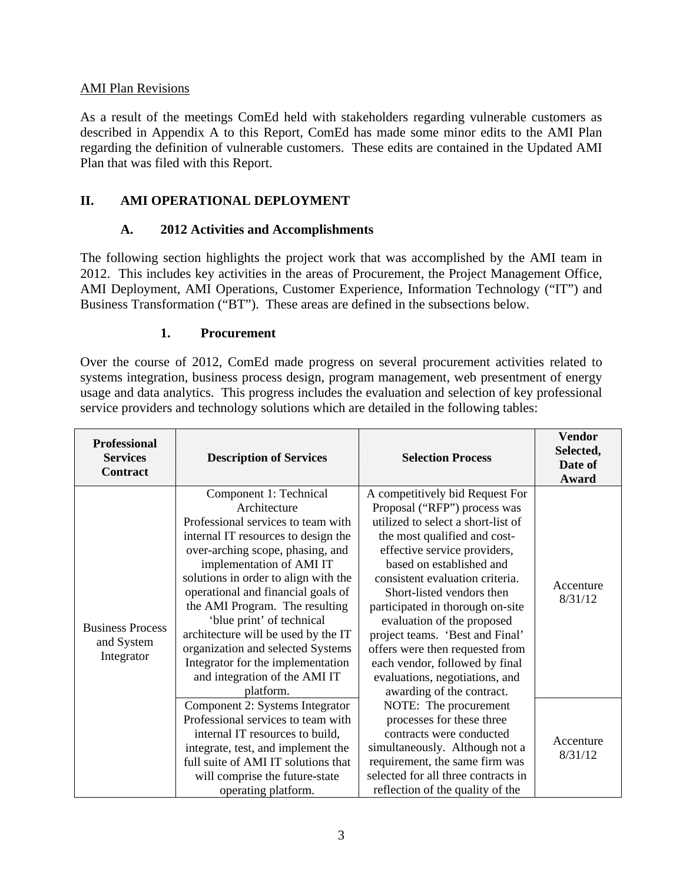AMI Plan Revisions

As a result of the meetings ComEd held with stakeholders regarding vulnerable customers as described in Appendix A to this Report, ComEd has made some minor edits to the AMI Plan regarding the definition of vulnerable customers. These edits are contained in the Updated AMI Plan that was filed with this Report.

## II. AMI OPERATIONAL DEPLOYMENT

### A. 2012 Activities and Accomplishments

The following section highlights the project work that was accomplished by the AMI team in 2012. This includes key activities in the areas of Procurement, the Project Management Office, AMI Deployment, AMI Operations, Customer Experience, Information Technology ("IT") and Business Transformation ("BT"). These areas are defined in the subsections below.

#### 1. Procurement

Over the course of 2012, ComEd made progress on several procurement activities related to systems integration, business process design, program management, web presentment of energy usage and data analytics. This progress includes the evaluation and selection of key professional service providers and technology solutions which are detailed in the following tables:

| Professional Services Contract | Description of Services | Selection Process | Vendor Selected, Date of Award |
|---|---|---|---|
| Business Process and System Integrator | Component 1: Technical Architecture<br>Professional services to team with internal IT resources to design the over-arching scope, phasing, and implementation of AMI IT solutions in order to align with the operational and financial goals of the AMI Program. The resulting 'blue print' of technical architecture will be used by the IT organization and selected Systems Integrator for the implementation and integration of the AMI IT platform. | A competitively bid Request For Proposal ("RFP") process was utilized to select a short-list of the most qualified and cost-effective service providers, based on established and consistent evaluation criteria. Short-listed vendors then participated in thorough on-site evaluation of the proposed project teams. 'Best and Final' offers were then requested from each vendor, followed by final evaluations, negotiations, and awarding of the contract.<br>NOTE: The procurement processes for these three contracts were conducted simultaneously. Although not a requirement, the same firm was selected for all three contracts in reflection of the quality of the | Accenture 8/31/12 |
| | Component 2: Systems Integrator<br>Professional services to team with internal IT resources to build, integrate, test, and implement the full suite of AMI IT solutions that will comprise the future-state operating platform. | | Accenture 8/31/12 |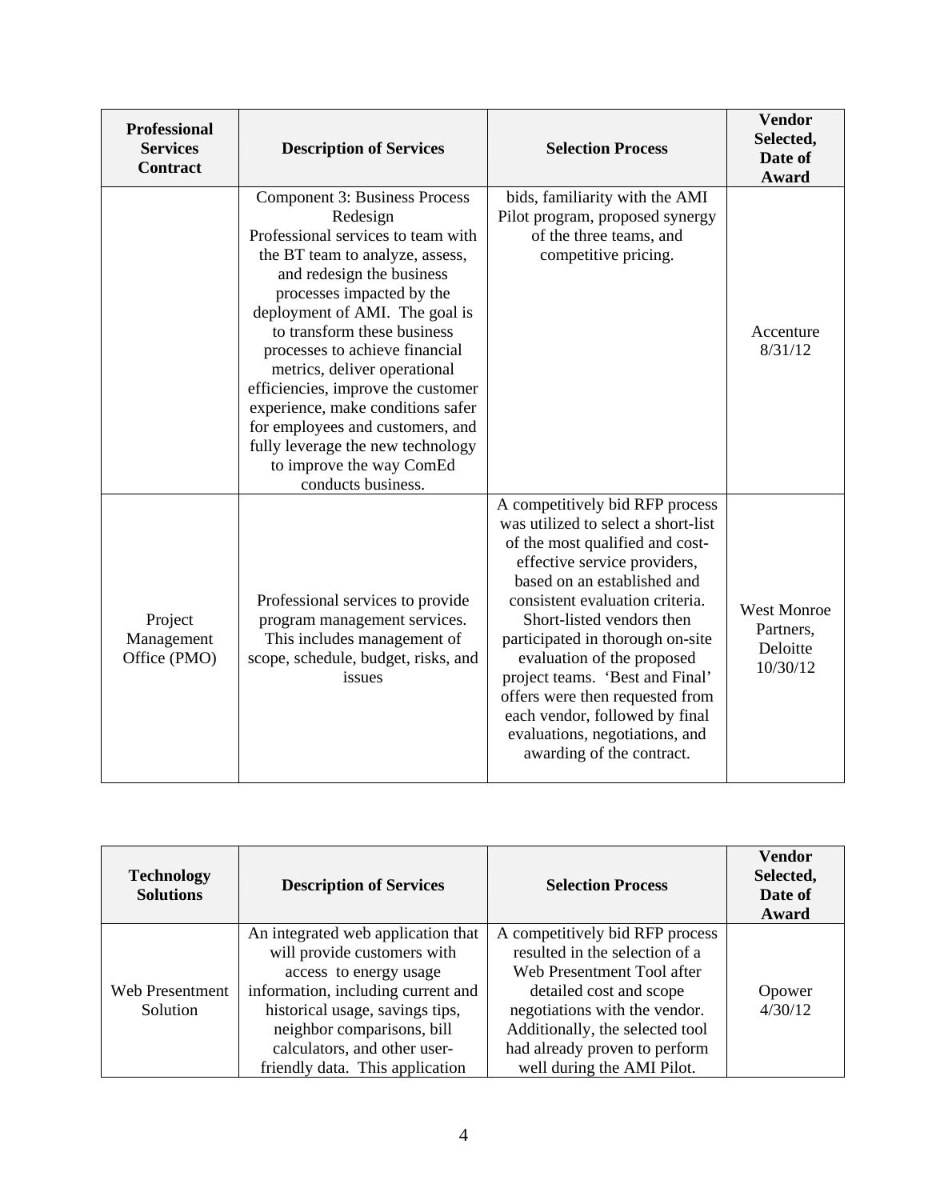| Professional Services Contract | Description of Services | Selection Process | Vendor Selected, Date of Award |
|---|---|---|---|
| | Component 3: Business Process Redesign<br>Professional services to team with the BT team to analyze, assess, and redesign the business processes impacted by the deployment of AMI. The goal is to transform these business processes to achieve financial metrics, deliver operational efficiencies, improve the customer experience, make conditions safer for employees and customers, and fully leverage the new technology to improve the way ComEd conducts business. | bids, familiarity with the AMI Pilot program, proposed synergy of the three teams, and competitive pricing. | Accenture 8/31/12 |
| Project Management Office (PMO) | Professional services to provide program management services. This includes management of scope, schedule, budget, risks, and issues | A competitively bid RFP process was utilized to select a short-list of the most qualified and cost-effective service providers, based on an established and consistent evaluation criteria. Short-listed vendors then participated in thorough on-site evaluation of the proposed project teams. 'Best and Final' offers were then requested from each vendor, followed by final evaluations, negotiations, and awarding of the contract. | West Monroe Partners, Deloitte 10/30/12 |

| Technology Solutions | Description of Services | Selection Process | Vendor Selected, Date of Award |
|---|---|---|---|
| Web Presentment Solution | An integrated web application that will provide customers with access to energy usage information, including current and historical usage, savings tips, neighbor comparisons, bill calculators, and other user-friendly data. This application | A competitively bid RFP process resulted in the selection of a Web Presentment Tool after detailed cost and scope negotiations with the vendor. Additionally, the selected tool had already proven to perform well during the AMI Pilot. | Opower 4/30/12 |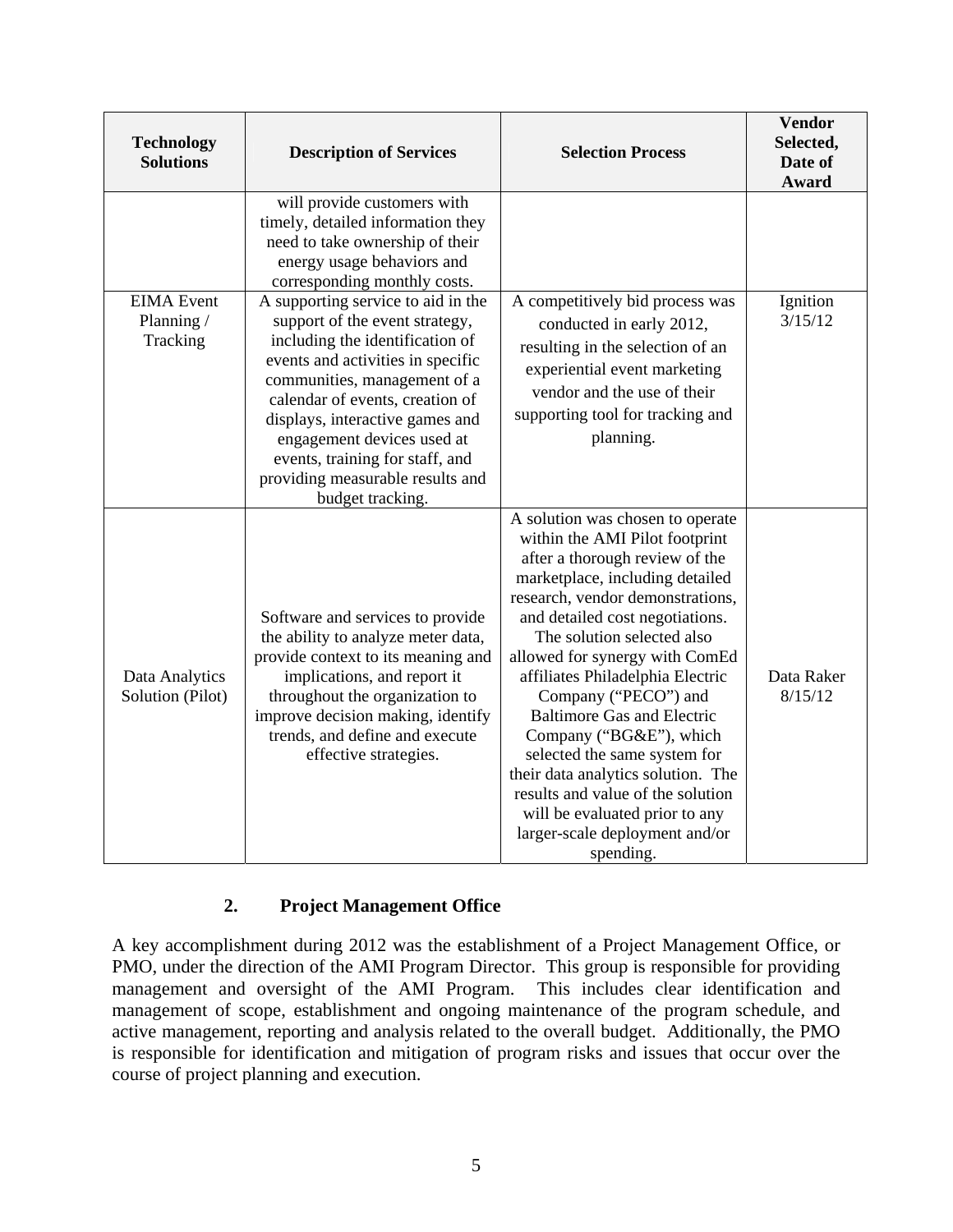| Technology Solutions | Description of Services | Selection Process | Vendor Selected, Date of Award |
|---|---|---|---|
| | will provide customers with timely, detailed information they need to take ownership of their energy usage behaviors and corresponding monthly costs. | | |
| EIMA Event Planning / Tracking | A supporting service to aid in the support of the event strategy, including the identification of events and activities in specific communities, management of a calendar of events, creation of displays, interactive games and engagement devices used at events, training for staff, and providing measurable results and budget tracking. | A competitively bid process was conducted in early 2012, resulting in the selection of an experiential event marketing vendor and the use of their supporting tool for tracking and planning. | Ignition 3/15/12 |
| Data Analytics Solution (Pilot) | Software and services to provide the ability to analyze meter data, provide context to its meaning and implications, and report it throughout the organization to improve decision making, identify trends, and define and execute effective strategies. | A solution was chosen to operate within the AMI Pilot footprint after a thorough review of the marketplace, including detailed research, vendor demonstrations, and detailed cost negotiations. The solution selected also allowed for synergy with ComEd affiliates Philadelphia Electric Company ("PECO") and Baltimore Gas and Electric Company ("BG&E"), which selected the same system for their data analytics solution. The results and value of the solution will be evaluated prior to any larger-scale deployment and/or spending. | Data Raker 8/15/12 |

### 2. Project Management Office

A key accomplishment during 2012 was the establishment of a Project Management Office, or PMO, under the direction of the AMI Program Director. This group is responsible for providing management and oversight of the AMI Program. This includes clear identification and management of scope, establishment and ongoing maintenance of the program schedule, and active management, reporting and analysis related to the overall budget. Additionally, the PMO is responsible for identification and mitigation of program risks and issues that occur over the course of project planning and execution.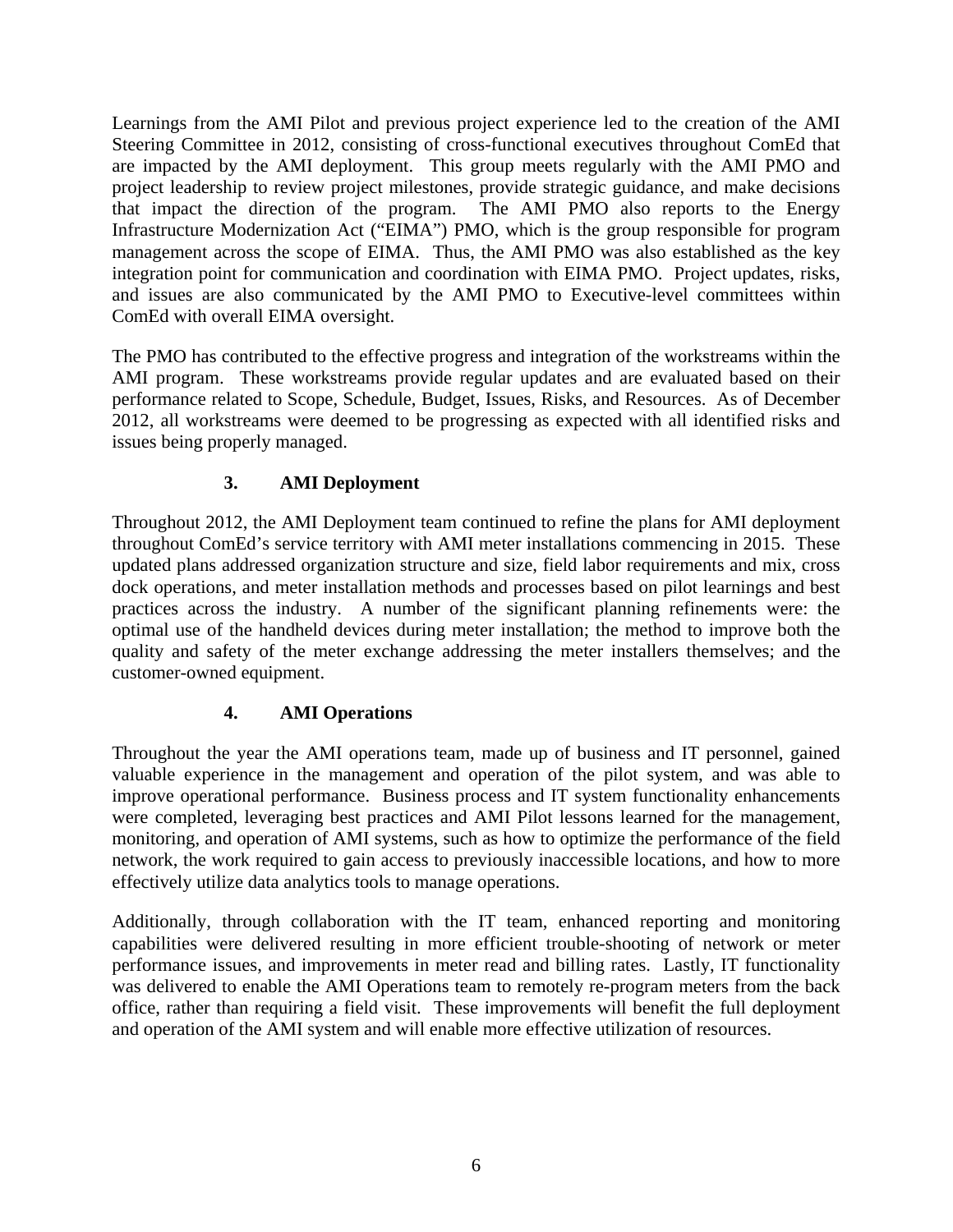Learnings from the AMI Pilot and previous project experience led to the creation of the AMI Steering Committee in 2012, consisting of cross-functional executives throughout ComEd that are impacted by the AMI deployment. This group meets regularly with the AMI PMO and project leadership to review project milestones, provide strategic guidance, and make decisions that impact the direction of the program. The AMI PMO also reports to the Energy Infrastructure Modernization Act ("EIMA") PMO, which is the group responsible for program management across the scope of EIMA. Thus, the AMI PMO was also established as the key integration point for communication and coordination with EIMA PMO. Project updates, risks, and issues are also communicated by the AMI PMO to Executive-level committees within ComEd with overall EIMA oversight.

The PMO has contributed to the effective progress and integration of the workstreams within the AMI program. These workstreams provide regular updates and are evaluated based on their performance related to Scope, Schedule, Budget, Issues, Risks, and Resources. As of December 2012, all workstreams were deemed to be progressing as expected with all identified risks and issues being properly managed.

### 3. AMI Deployment

Throughout 2012, the AMI Deployment team continued to refine the plans for AMI deployment throughout ComEd's service territory with AMI meter installations commencing in 2015. These updated plans addressed organization structure and size, field labor requirements and mix, cross dock operations, and meter installation methods and processes based on pilot learnings and best practices across the industry. A number of the significant planning refinements were: the optimal use of the handheld devices during meter installation; the method to improve both the quality and safety of the meter exchange addressing the meter installers themselves; and the customer-owned equipment.

### 4. AMI Operations

Throughout the year the AMI operations team, made up of business and IT personnel, gained valuable experience in the management and operation of the pilot system, and was able to improve operational performance. Business process and IT system functionality enhancements were completed, leveraging best practices and AMI Pilot lessons learned for the management, monitoring, and operation of AMI systems, such as how to optimize the performance of the field network, the work required to gain access to previously inaccessible locations, and how to more effectively utilize data analytics tools to manage operations.

Additionally, through collaboration with the IT team, enhanced reporting and monitoring capabilities were delivered resulting in more efficient trouble-shooting of network or meter performance issues, and improvements in meter read and billing rates. Lastly, IT functionality was delivered to enable the AMI Operations team to remotely re-program meters from the back office, rather than requiring a field visit. These improvements will benefit the full deployment and operation of the AMI system and will enable more effective utilization of resources.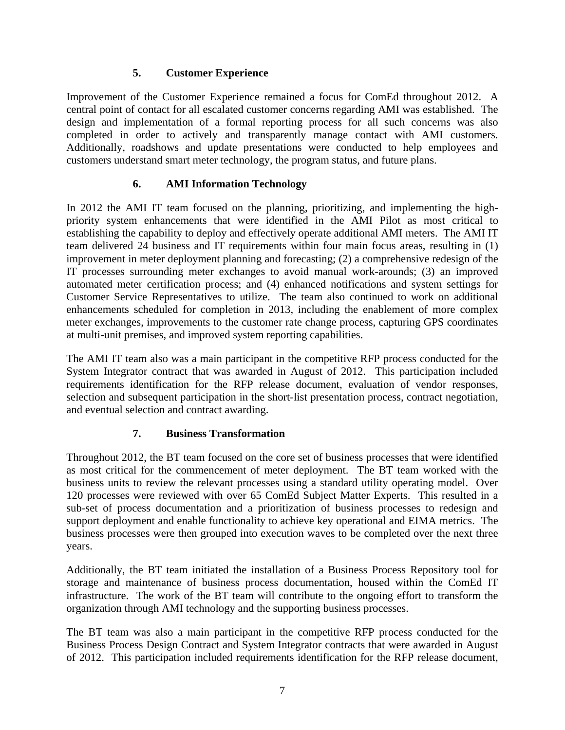### 5. Customer Experience

Improvement of the Customer Experience remained a focus for ComEd throughout 2012. A central point of contact for all escalated customer concerns regarding AMI was established. The design and implementation of a formal reporting process for all such concerns was also completed in order to actively and transparently manage contact with AMI customers. Additionally, roadshows and update presentations were conducted to help employees and customers understand smart meter technology, the program status, and future plans.

### 6. AMI Information Technology

In 2012 the AMI IT team focused on the planning, prioritizing, and implementing the high-priority system enhancements that were identified in the AMI Pilot as most critical to establishing the capability to deploy and effectively operate additional AMI meters. The AMI IT team delivered 24 business and IT requirements within four main focus areas, resulting in (1) improvement in meter deployment planning and forecasting; (2) a comprehensive redesign of the IT processes surrounding meter exchanges to avoid manual work-arounds; (3) an improved automated meter certification process; and (4) enhanced notifications and system settings for Customer Service Representatives to utilize. The team also continued to work on additional enhancements scheduled for completion in 2013, including the enablement of more complex meter exchanges, improvements to the customer rate change process, capturing GPS coordinates at multi-unit premises, and improved system reporting capabilities.

The AMI IT team also was a main participant in the competitive RFP process conducted for the System Integrator contract that was awarded in August of 2012. This participation included requirements identification for the RFP release document, evaluation of vendor responses, selection and subsequent participation in the short-list presentation process, contract negotiation, and eventual selection and contract awarding.

### 7. Business Transformation

Throughout 2012, the BT team focused on the core set of business processes that were identified as most critical for the commencement of meter deployment. The BT team worked with the business units to review the relevant processes using a standard utility operating model. Over 120 processes were reviewed with over 65 ComEd Subject Matter Experts. This resulted in a sub-set of process documentation and a prioritization of business processes to redesign and support deployment and enable functionality to achieve key operational and EIMA metrics. The business processes were then grouped into execution waves to be completed over the next three years.

Additionally, the BT team initiated the installation of a Business Process Repository tool for storage and maintenance of business process documentation, housed within the ComEd IT infrastructure. The work of the BT team will contribute to the ongoing effort to transform the organization through AMI technology and the supporting business processes.

The BT team was also a main participant in the competitive RFP process conducted for the Business Process Design Contract and System Integrator contracts that were awarded in August of 2012. This participation included requirements identification for the RFP release document,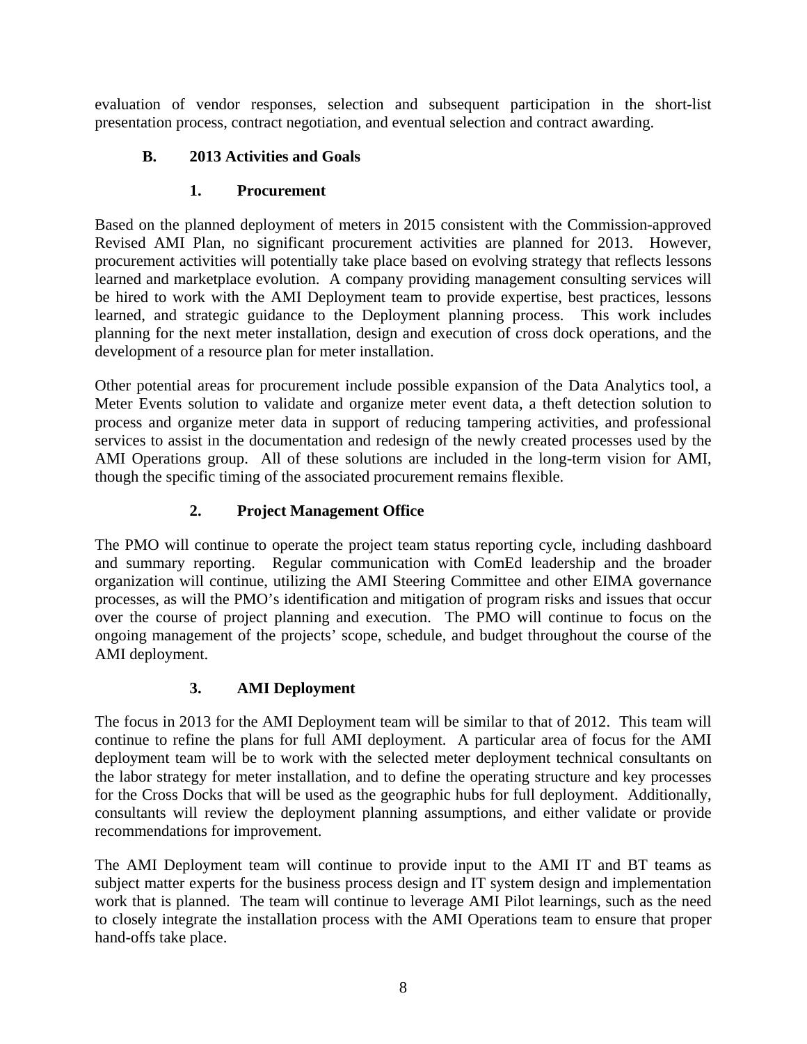evaluation of vendor responses, selection and subsequent participation in the short-list presentation process, contract negotiation, and eventual selection and contract awarding.

## B. 2013 Activities and Goals

### 1. Procurement

Based on the planned deployment of meters in 2015 consistent with the Commission-approved Revised AMI Plan, no significant procurement activities are planned for 2013. However, procurement activities will potentially take place based on evolving strategy that reflects lessons learned and marketplace evolution. A company providing management consulting services will be hired to work with the AMI Deployment team to provide expertise, best practices, lessons learned, and strategic guidance to the Deployment planning process. This work includes planning for the next meter installation, design and execution of cross dock operations, and the development of a resource plan for meter installation.

Other potential areas for procurement include possible expansion of the Data Analytics tool, a Meter Events solution to validate and organize meter event data, a theft detection solution to process and organize meter data in support of reducing tampering activities, and professional services to assist in the documentation and redesign of the newly created processes used by the AMI Operations group. All of these solutions are included in the long-term vision for AMI, though the specific timing of the associated procurement remains flexible.

### 2. Project Management Office

The PMO will continue to operate the project team status reporting cycle, including dashboard and summary reporting. Regular communication with ComEd leadership and the broader organization will continue, utilizing the AMI Steering Committee and other EIMA governance processes, as will the PMO's identification and mitigation of program risks and issues that occur over the course of project planning and execution. The PMO will continue to focus on the ongoing management of the projects' scope, schedule, and budget throughout the course of the AMI deployment.

### 3. AMI Deployment

The focus in 2013 for the AMI Deployment team will be similar to that of 2012. This team will continue to refine the plans for full AMI deployment. A particular area of focus for the AMI deployment team will be to work with the selected meter deployment technical consultants on the labor strategy for meter installation, and to define the operating structure and key processes for the Cross Docks that will be used as the geographic hubs for full deployment. Additionally, consultants will review the deployment planning assumptions, and either validate or provide recommendations for improvement.

The AMI Deployment team will continue to provide input to the AMI IT and BT teams as subject matter experts for the business process design and IT system design and implementation work that is planned. The team will continue to leverage AMI Pilot learnings, such as the need to closely integrate the installation process with the AMI Operations team to ensure that proper hand-offs take place.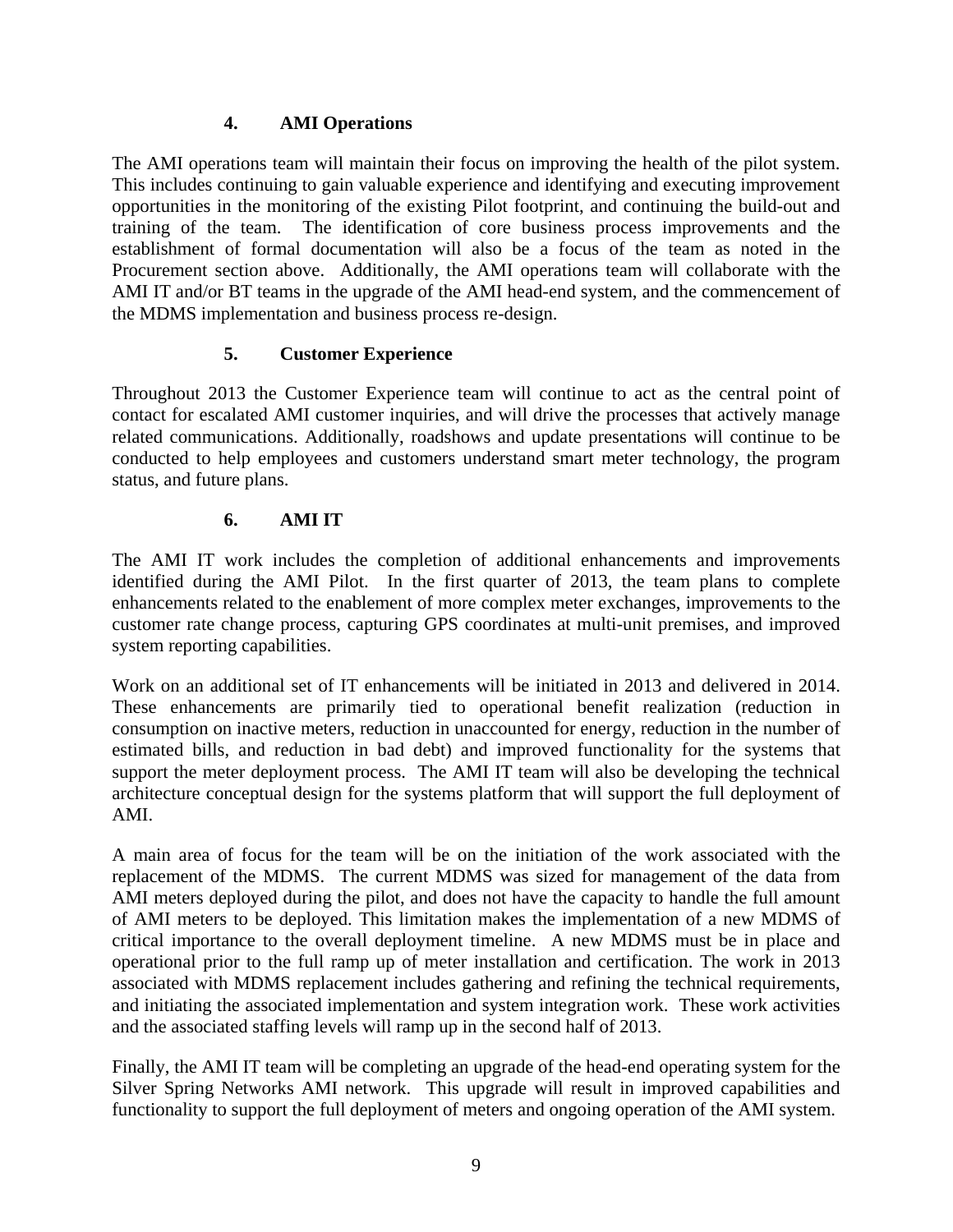### 4. AMI Operations

The AMI operations team will maintain their focus on improving the health of the pilot system. This includes continuing to gain valuable experience and identifying and executing improvement opportunities in the monitoring of the existing Pilot footprint, and continuing the build-out and training of the team. The identification of core business process improvements and the establishment of formal documentation will also be a focus of the team as noted in the Procurement section above. Additionally, the AMI operations team will collaborate with the AMI IT and/or BT teams in the upgrade of the AMI head-end system, and the commencement of the MDMS implementation and business process re-design.

### 5. Customer Experience

Throughout 2013 the Customer Experience team will continue to act as the central point of contact for escalated AMI customer inquiries, and will drive the processes that actively manage related communications. Additionally, roadshows and update presentations will continue to be conducted to help employees and customers understand smart meter technology, the program status, and future plans.

### 6. AMI IT

The AMI IT work includes the completion of additional enhancements and improvements identified during the AMI Pilot. In the first quarter of 2013, the team plans to complete enhancements related to the enablement of more complex meter exchanges, improvements to the customer rate change process, capturing GPS coordinates at multi-unit premises, and improved system reporting capabilities.

Work on an additional set of IT enhancements will be initiated in 2013 and delivered in 2014. These enhancements are primarily tied to operational benefit realization (reduction in consumption on inactive meters, reduction in unaccounted for energy, reduction in the number of estimated bills, and reduction in bad debt) and improved functionality for the systems that support the meter deployment process. The AMI IT team will also be developing the technical architecture conceptual design for the systems platform that will support the full deployment of AMI.

A main area of focus for the team will be on the initiation of the work associated with the replacement of the MDMS. The current MDMS was sized for management of the data from AMI meters deployed during the pilot, and does not have the capacity to handle the full amount of AMI meters to be deployed. This limitation makes the implementation of a new MDMS of critical importance to the overall deployment timeline. A new MDMS must be in place and operational prior to the full ramp up of meter installation and certification. The work in 2013 associated with MDMS replacement includes gathering and refining the technical requirements, and initiating the associated implementation and system integration work. These work activities and the associated staffing levels will ramp up in the second half of 2013.

Finally, the AMI IT team will be completing an upgrade of the head-end operating system for the Silver Spring Networks AMI network. This upgrade will result in improved capabilities and functionality to support the full deployment of meters and ongoing operation of the AMI system.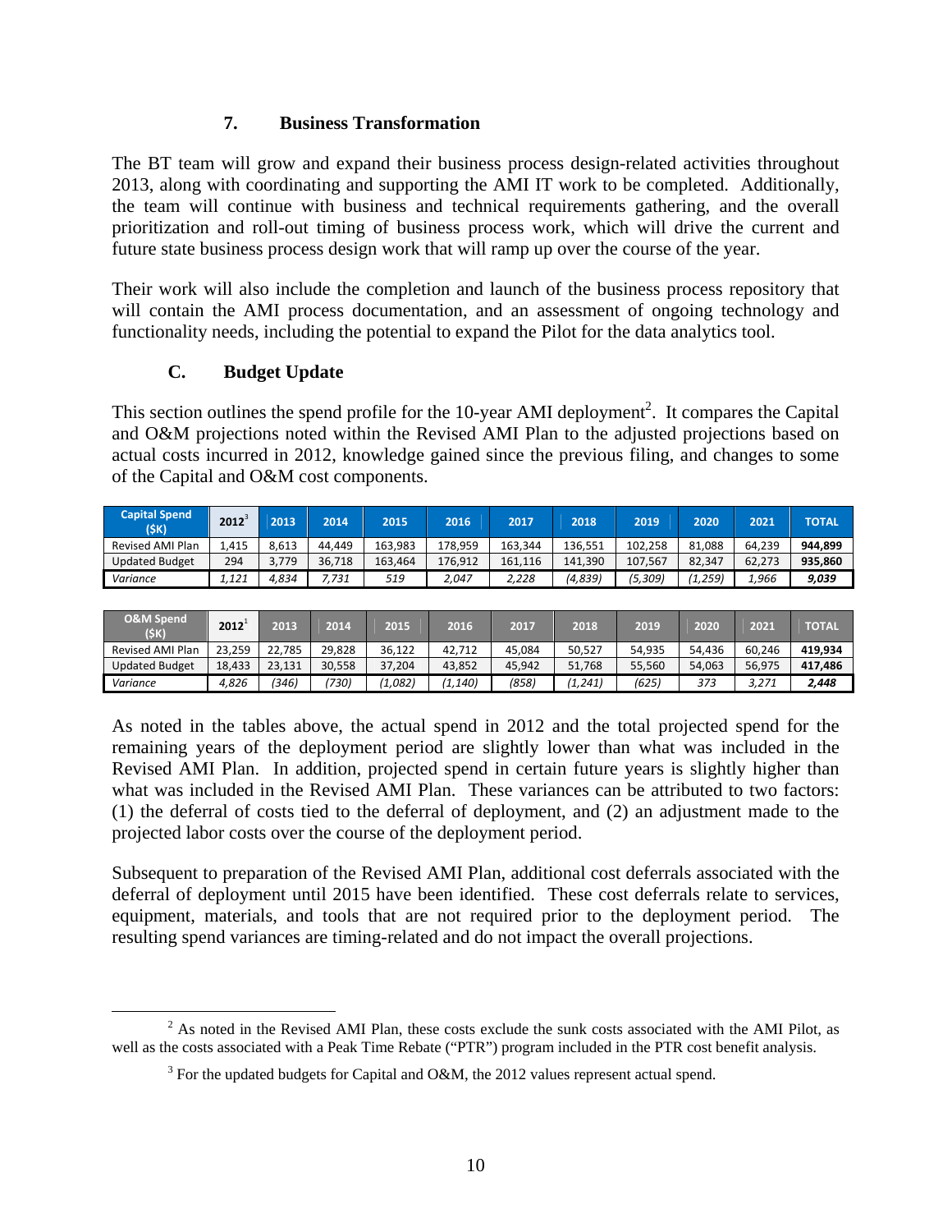### 7. Business Transformation

The BT team will grow and expand their business process design-related activities throughout 2013, along with coordinating and supporting the AMI IT work to be completed. Additionally, the team will continue with business and technical requirements gathering, and the overall prioritization and roll-out timing of business process work, which will drive the current and future state business process design work that will ramp up over the course of the year.

Their work will also include the completion and launch of the business process repository that will contain the AMI process documentation, and an assessment of ongoing technology and functionality needs, including the potential to expand the Pilot for the data analytics tool.

## C. Budget Update

This section outlines the spend profile for the 10-year AMI deployment[2]. It compares the Capital and O&M projections noted within the Revised AMI Plan to the adjusted projections based on actual costs incurred in 2012, knowledge gained since the previous filing, and changes to some of the Capital and O&M cost components.

| Capital Spend ($K) | 2012[3] | 2013 | 2014 | 2015 | 2016 | 2017 | 2018 | 2019 | 2020 | 2021 | TOTAL |
|---|---|---|---|---|---|---|---|---|---|---|---|
| Revised AMI Plan | 1,415 | 8,613 | 44,449 | 163,983 | 178,959 | 163,344 | 136,551 | 102,258 | 81,088 | 64,239 | **944,899** |
| Updated Budget | 294 | 3,779 | 36,718 | 163,464 | 176,912 | 161,116 | 141,390 | 107,567 | 82,347 | 62,273 | **935,860** |
| *Variance* | *1,121* | *4,834* | *7,731* | *519* | *2,047* | *2,228* | *(4,839)* | *(5,309)* | *(1,259)* | *1,966* | ***9,039*** |

| O&M Spend ($K) | 2012[1] | 2013 | 2014 | 2015 | 2016 | 2017 | 2018 | 2019 | 2020 | 2021 | TOTAL |
|---|---|---|---|---|---|---|---|---|---|---|---|
| Revised AMI Plan | 23,259 | 22,785 | 29,828 | 36,122 | 42,712 | 45,084 | 50,527 | 54,935 | 54,436 | 60,246 | **419,934** |
| Updated Budget | 18,433 | 23,131 | 30,558 | 37,204 | 43,852 | 45,942 | 51,768 | 55,560 | 54,063 | 56,975 | **417,486** |
| *Variance* | *4,826* | *(346)* | *(730)* | *(1,082)* | *(1,140)* | *(858)* | *(1,241)* | *(625)* | *373* | *3,271* | ***2,448*** |

As noted in the tables above, the actual spend in 2012 and the total projected spend for the remaining years of the deployment period are slightly lower than what was included in the Revised AMI Plan. In addition, projected spend in certain future years is slightly higher than what was included in the Revised AMI Plan. These variances can be attributed to two factors: (1) the deferral of costs tied to the deferral of deployment, and (2) an adjustment made to the projected labor costs over the course of the deployment period.

Subsequent to preparation of the Revised AMI Plan, additional cost deferrals associated with the deferral of deployment until 2015 have been identified. These cost deferrals relate to services, equipment, materials, and tools that are not required prior to the deployment period. The resulting spend variances are timing-related and do not impact the overall projections.

[2] As noted in the Revised AMI Plan, these costs exclude the sunk costs associated with the AMI Pilot, as well as the costs associated with a Peak Time Rebate ("PTR") program included in the PTR cost benefit analysis.

[3] For the updated budgets for Capital and O&M, the 2012 values represent actual spend.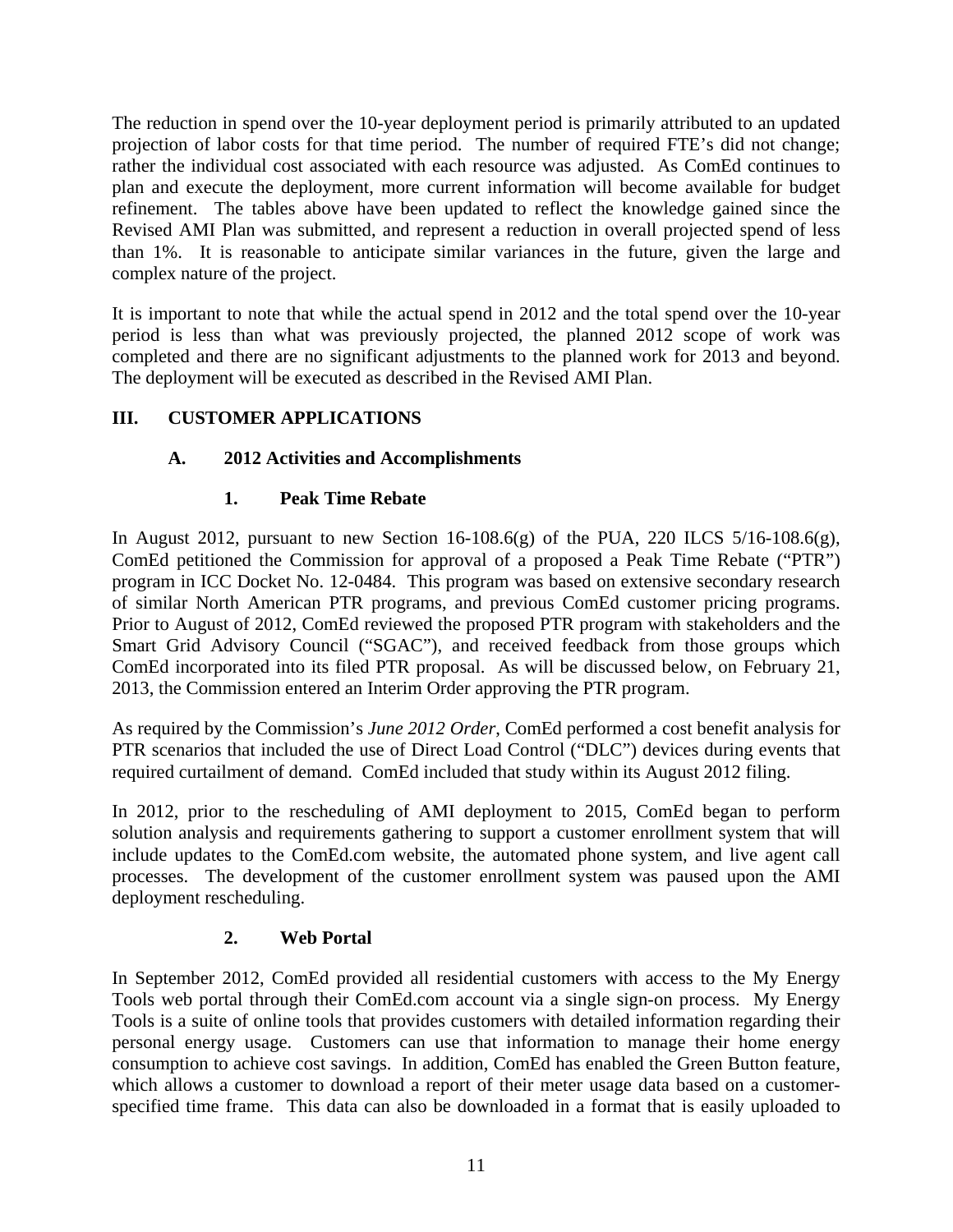The reduction in spend over the 10-year deployment period is primarily attributed to an updated projection of labor costs for that time period. The number of required FTE's did not change; rather the individual cost associated with each resource was adjusted. As ComEd continues to plan and execute the deployment, more current information will become available for budget refinement. The tables above have been updated to reflect the knowledge gained since the Revised AMI Plan was submitted, and represent a reduction in overall projected spend of less than 1%. It is reasonable to anticipate similar variances in the future, given the large and complex nature of the project.

It is important to note that while the actual spend in 2012 and the total spend over the 10-year period is less than what was previously projected, the planned 2012 scope of work was completed and there are no significant adjustments to the planned work for 2013 and beyond. The deployment will be executed as described in the Revised AMI Plan.

## III. CUSTOMER APPLICATIONS

### A. 2012 Activities and Accomplishments

#### 1. Peak Time Rebate

In August 2012, pursuant to new Section 16-108.6(g) of the PUA, 220 ILCS 5/16-108.6(g), ComEd petitioned the Commission for approval of a proposed a Peak Time Rebate ("PTR") program in ICC Docket No. 12-0484. This program was based on extensive secondary research of similar North American PTR programs, and previous ComEd customer pricing programs. Prior to August of 2012, ComEd reviewed the proposed PTR program with stakeholders and the Smart Grid Advisory Council ("SGAC"), and received feedback from those groups which ComEd incorporated into its filed PTR proposal. As will be discussed below, on February 21, 2013, the Commission entered an Interim Order approving the PTR program.

As required by the Commission's *June 2012 Order*, ComEd performed a cost benefit analysis for PTR scenarios that included the use of Direct Load Control ("DLC") devices during events that required curtailment of demand. ComEd included that study within its August 2012 filing.

In 2012, prior to the rescheduling of AMI deployment to 2015, ComEd began to perform solution analysis and requirements gathering to support a customer enrollment system that will include updates to the ComEd.com website, the automated phone system, and live agent call processes. The development of the customer enrollment system was paused upon the AMI deployment rescheduling.

#### 2. Web Portal

In September 2012, ComEd provided all residential customers with access to the My Energy Tools web portal through their ComEd.com account via a single sign-on process. My Energy Tools is a suite of online tools that provides customers with detailed information regarding their personal energy usage. Customers can use that information to manage their home energy consumption to achieve cost savings. In addition, ComEd has enabled the Green Button feature, which allows a customer to download a report of their meter usage data based on a customer-specified time frame. This data can also be downloaded in a format that is easily uploaded to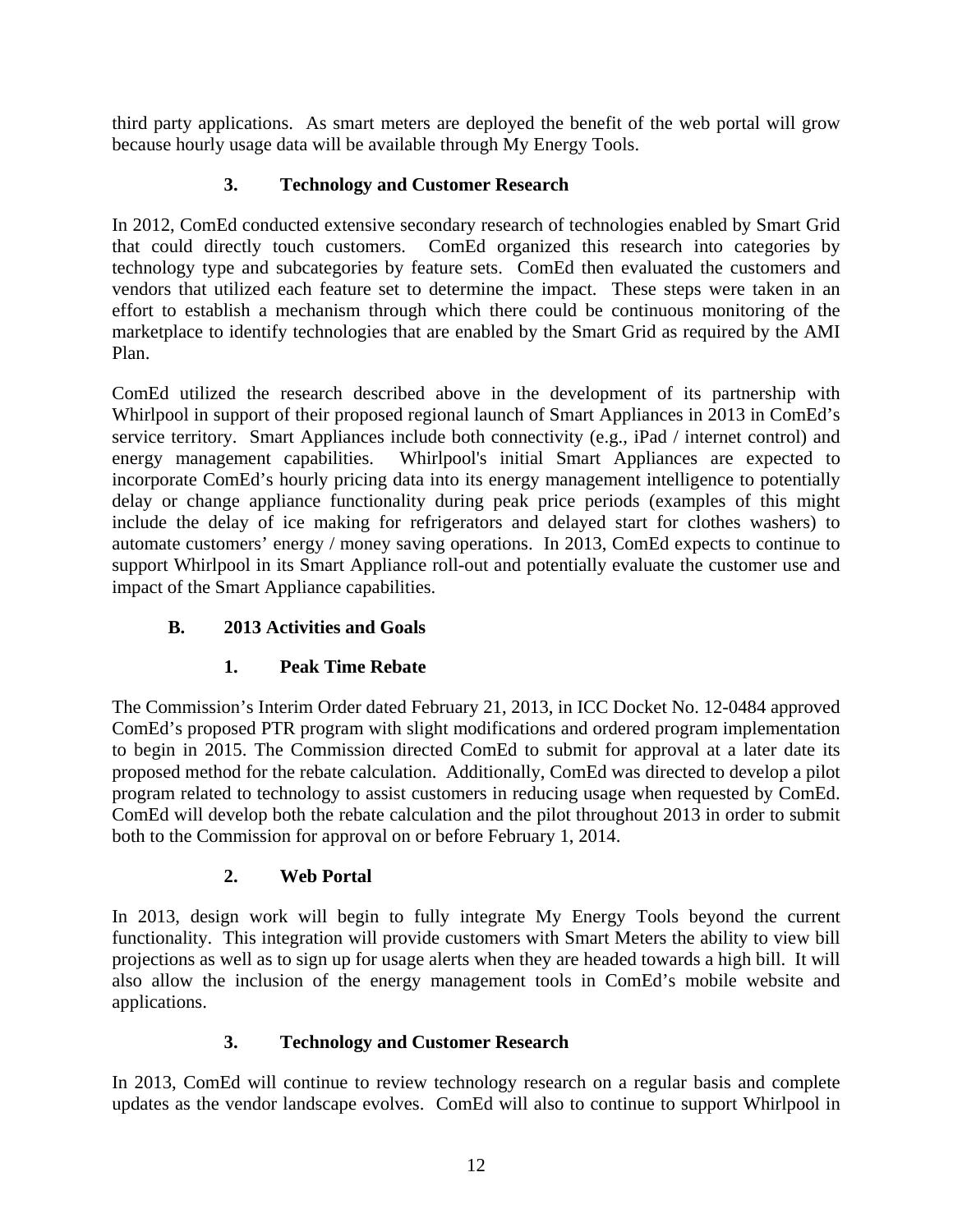third party applications. As smart meters are deployed the benefit of the web portal will grow because hourly usage data will be available through My Energy Tools.

### 3. Technology and Customer Research

In 2012, ComEd conducted extensive secondary research of technologies enabled by Smart Grid that could directly touch customers. ComEd organized this research into categories by technology type and subcategories by feature sets. ComEd then evaluated the customers and vendors that utilized each feature set to determine the impact. These steps were taken in an effort to establish a mechanism through which there could be continuous monitoring of the marketplace to identify technologies that are enabled by the Smart Grid as required by the AMI Plan.

ComEd utilized the research described above in the development of its partnership with Whirlpool in support of their proposed regional launch of Smart Appliances in 2013 in ComEd's service territory. Smart Appliances include both connectivity (e.g., iPad / internet control) and energy management capabilities. Whirlpool's initial Smart Appliances are expected to incorporate ComEd's hourly pricing data into its energy management intelligence to potentially delay or change appliance functionality during peak price periods (examples of this might include the delay of ice making for refrigerators and delayed start for clothes washers) to automate customers' energy / money saving operations. In 2013, ComEd expects to continue to support Whirlpool in its Smart Appliance roll-out and potentially evaluate the customer use and impact of the Smart Appliance capabilities.

## B. 2013 Activities and Goals

### 1. Peak Time Rebate

The Commission's Interim Order dated February 21, 2013, in ICC Docket No. 12-0484 approved ComEd's proposed PTR program with slight modifications and ordered program implementation to begin in 2015. The Commission directed ComEd to submit for approval at a later date its proposed method for the rebate calculation. Additionally, ComEd was directed to develop a pilot program related to technology to assist customers in reducing usage when requested by ComEd. ComEd will develop both the rebate calculation and the pilot throughout 2013 in order to submit both to the Commission for approval on or before February 1, 2014.

### 2. Web Portal

In 2013, design work will begin to fully integrate My Energy Tools beyond the current functionality. This integration will provide customers with Smart Meters the ability to view bill projections as well as to sign up for usage alerts when they are headed towards a high bill. It will also allow the inclusion of the energy management tools in ComEd's mobile website and applications.

### 3. Technology and Customer Research

In 2013, ComEd will continue to review technology research on a regular basis and complete updates as the vendor landscape evolves. ComEd will also to continue to support Whirlpool in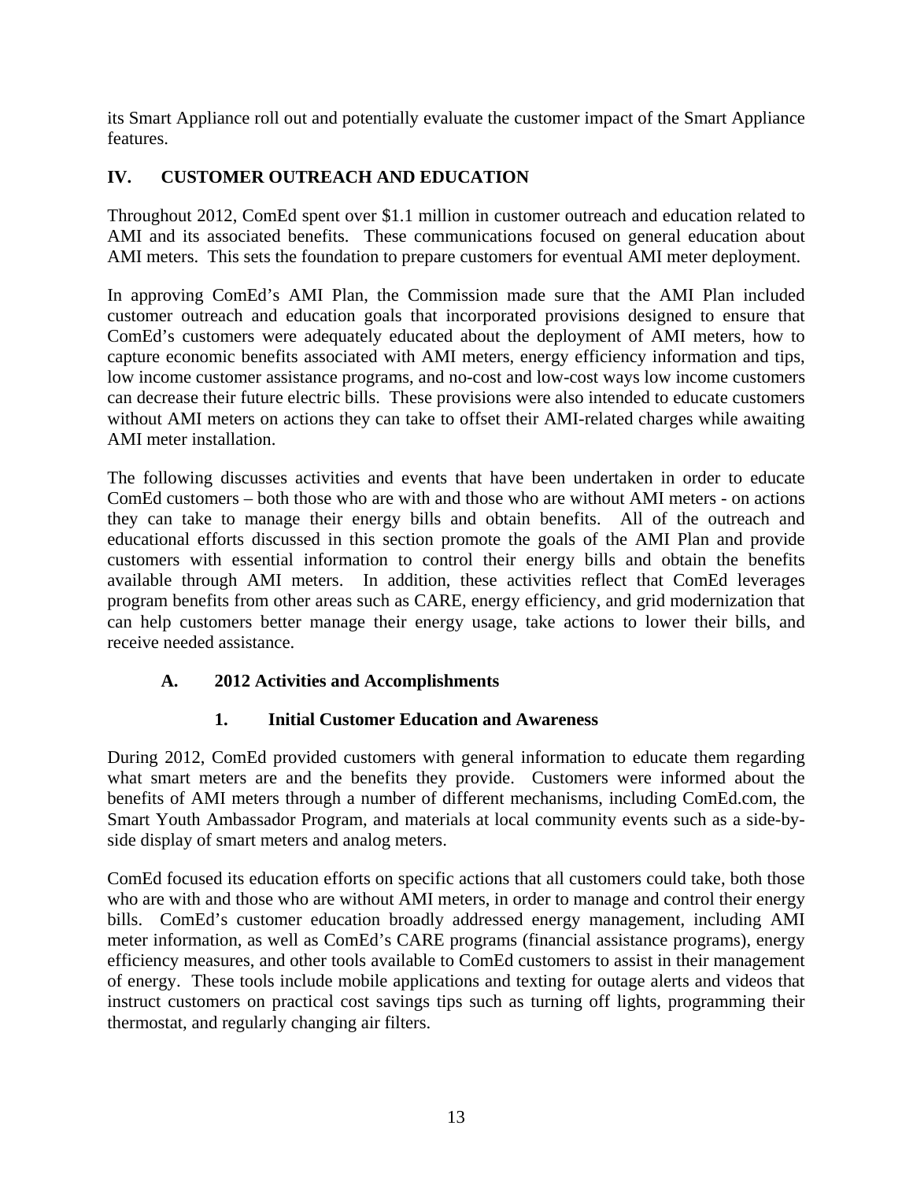its Smart Appliance roll out and potentially evaluate the customer impact of the Smart Appliance features.

## IV. CUSTOMER OUTREACH AND EDUCATION

Throughout 2012, ComEd spent over $1.1 million in customer outreach and education related to AMI and its associated benefits. These communications focused on general education about AMI meters. This sets the foundation to prepare customers for eventual AMI meter deployment.

In approving ComEd's AMI Plan, the Commission made sure that the AMI Plan included customer outreach and education goals that incorporated provisions designed to ensure that ComEd's customers were adequately educated about the deployment of AMI meters, how to capture economic benefits associated with AMI meters, energy efficiency information and tips, low income customer assistance programs, and no-cost and low-cost ways low income customers can decrease their future electric bills. These provisions were also intended to educate customers without AMI meters on actions they can take to offset their AMI-related charges while awaiting AMI meter installation.

The following discusses activities and events that have been undertaken in order to educate ComEd customers – both those who are with and those who are without AMI meters - on actions they can take to manage their energy bills and obtain benefits. All of the outreach and educational efforts discussed in this section promote the goals of the AMI Plan and provide customers with essential information to control their energy bills and obtain the benefits available through AMI meters. In addition, these activities reflect that ComEd leverages program benefits from other areas such as CARE, energy efficiency, and grid modernization that can help customers better manage their energy usage, take actions to lower their bills, and receive needed assistance.

### A. 2012 Activities and Accomplishments

#### 1. Initial Customer Education and Awareness

During 2012, ComEd provided customers with general information to educate them regarding what smart meters are and the benefits they provide. Customers were informed about the benefits of AMI meters through a number of different mechanisms, including ComEd.com, the Smart Youth Ambassador Program, and materials at local community events such as a side-by-side display of smart meters and analog meters.

ComEd focused its education efforts on specific actions that all customers could take, both those who are with and those who are without AMI meters, in order to manage and control their energy bills. ComEd's customer education broadly addressed energy management, including AMI meter information, as well as ComEd's CARE programs (financial assistance programs), energy efficiency measures, and other tools available to ComEd customers to assist in their management of energy. These tools include mobile applications and texting for outage alerts and videos that instruct customers on practical cost savings tips such as turning off lights, programming their thermostat, and regularly changing air filters.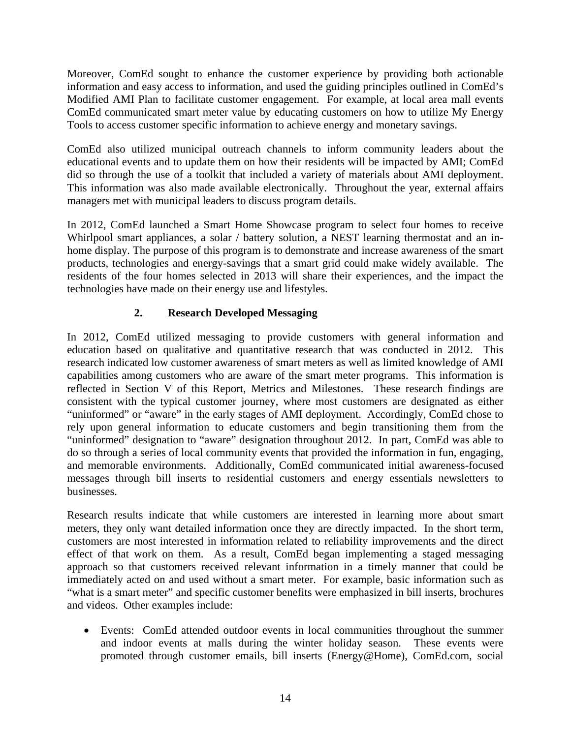Moreover, ComEd sought to enhance the customer experience by providing both actionable information and easy access to information, and used the guiding principles outlined in ComEd's Modified AMI Plan to facilitate customer engagement. For example, at local area mall events ComEd communicated smart meter value by educating customers on how to utilize My Energy Tools to access customer specific information to achieve energy and monetary savings.

ComEd also utilized municipal outreach channels to inform community leaders about the educational events and to update them on how their residents will be impacted by AMI; ComEd did so through the use of a toolkit that included a variety of materials about AMI deployment. This information was also made available electronically. Throughout the year, external affairs managers met with municipal leaders to discuss program details.

In 2012, ComEd launched a Smart Home Showcase program to select four homes to receive Whirlpool smart appliances, a solar / battery solution, a NEST learning thermostat and an in-home display. The purpose of this program is to demonstrate and increase awareness of the smart products, technologies and energy-savings that a smart grid could make widely available. The residents of the four homes selected in 2013 will share their experiences, and the impact the technologies have made on their energy use and lifestyles.

### 2. Research Developed Messaging

In 2012, ComEd utilized messaging to provide customers with general information and education based on qualitative and quantitative research that was conducted in 2012. This research indicated low customer awareness of smart meters as well as limited knowledge of AMI capabilities among customers who are aware of the smart meter programs. This information is reflected in Section V of this Report, Metrics and Milestones. These research findings are consistent with the typical customer journey, where most customers are designated as either "uninformed" or "aware" in the early stages of AMI deployment. Accordingly, ComEd chose to rely upon general information to educate customers and begin transitioning them from the "uninformed" designation to "aware" designation throughout 2012. In part, ComEd was able to do so through a series of local community events that provided the information in fun, engaging, and memorable environments. Additionally, ComEd communicated initial awareness-focused messages through bill inserts to residential customers and energy essentials newsletters to businesses.

Research results indicate that while customers are interested in learning more about smart meters, they only want detailed information once they are directly impacted. In the short term, customers are most interested in information related to reliability improvements and the direct effect of that work on them. As a result, ComEd began implementing a staged messaging approach so that customers received relevant information in a timely manner that could be immediately acted on and used without a smart meter. For example, basic information such as "what is a smart meter" and specific customer benefits were emphasized in bill inserts, brochures and videos. Other examples include:

- Events: ComEd attended outdoor events in local communities throughout the summer and indoor events at malls during the winter holiday season. These events were promoted through customer emails, bill inserts (Energy@Home), ComEd.com, social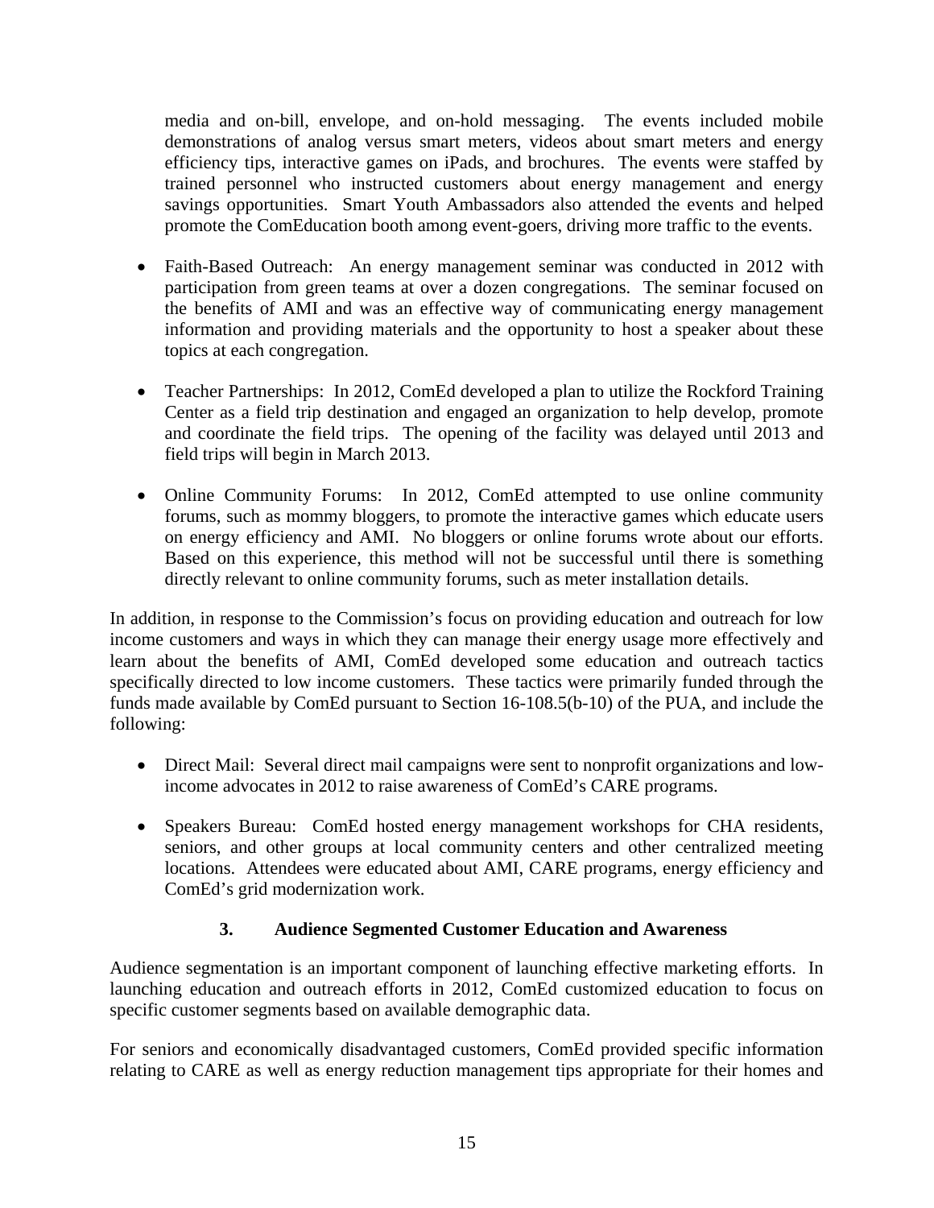media and on-bill, envelope, and on-hold messaging. The events included mobile demonstrations of analog versus smart meters, videos about smart meters and energy efficiency tips, interactive games on iPads, and brochures. The events were staffed by trained personnel who instructed customers about energy management and energy savings opportunities. Smart Youth Ambassadors also attended the events and helped promote the ComEducation booth among event-goers, driving more traffic to the events.

- Faith-Based Outreach: An energy management seminar was conducted in 2012 with participation from green teams at over a dozen congregations. The seminar focused on the benefits of AMI and was an effective way of communicating energy management information and providing materials and the opportunity to host a speaker about these topics at each congregation.

- Teacher Partnerships: In 2012, ComEd developed a plan to utilize the Rockford Training Center as a field trip destination and engaged an organization to help develop, promote and coordinate the field trips. The opening of the facility was delayed until 2013 and field trips will begin in March 2013.

- Online Community Forums: In 2012, ComEd attempted to use online community forums, such as mommy bloggers, to promote the interactive games which educate users on energy efficiency and AMI. No bloggers or online forums wrote about our efforts. Based on this experience, this method will not be successful until there is something directly relevant to online community forums, such as meter installation details.

In addition, in response to the Commission's focus on providing education and outreach for low income customers and ways in which they can manage their energy usage more effectively and learn about the benefits of AMI, ComEd developed some education and outreach tactics specifically directed to low income customers. These tactics were primarily funded through the funds made available by ComEd pursuant to Section 16-108.5(b-10) of the PUA, and include the following:

- Direct Mail: Several direct mail campaigns were sent to nonprofit organizations and low-income advocates in 2012 to raise awareness of ComEd's CARE programs.

- Speakers Bureau: ComEd hosted energy management workshops for CHA residents, seniors, and other groups at local community centers and other centralized meeting locations. Attendees were educated about AMI, CARE programs, energy efficiency and ComEd's grid modernization work.

### 3. Audience Segmented Customer Education and Awareness

Audience segmentation is an important component of launching effective marketing efforts. In launching education and outreach efforts in 2012, ComEd customized education to focus on specific customer segments based on available demographic data.

For seniors and economically disadvantaged customers, ComEd provided specific information relating to CARE as well as energy reduction management tips appropriate for their homes and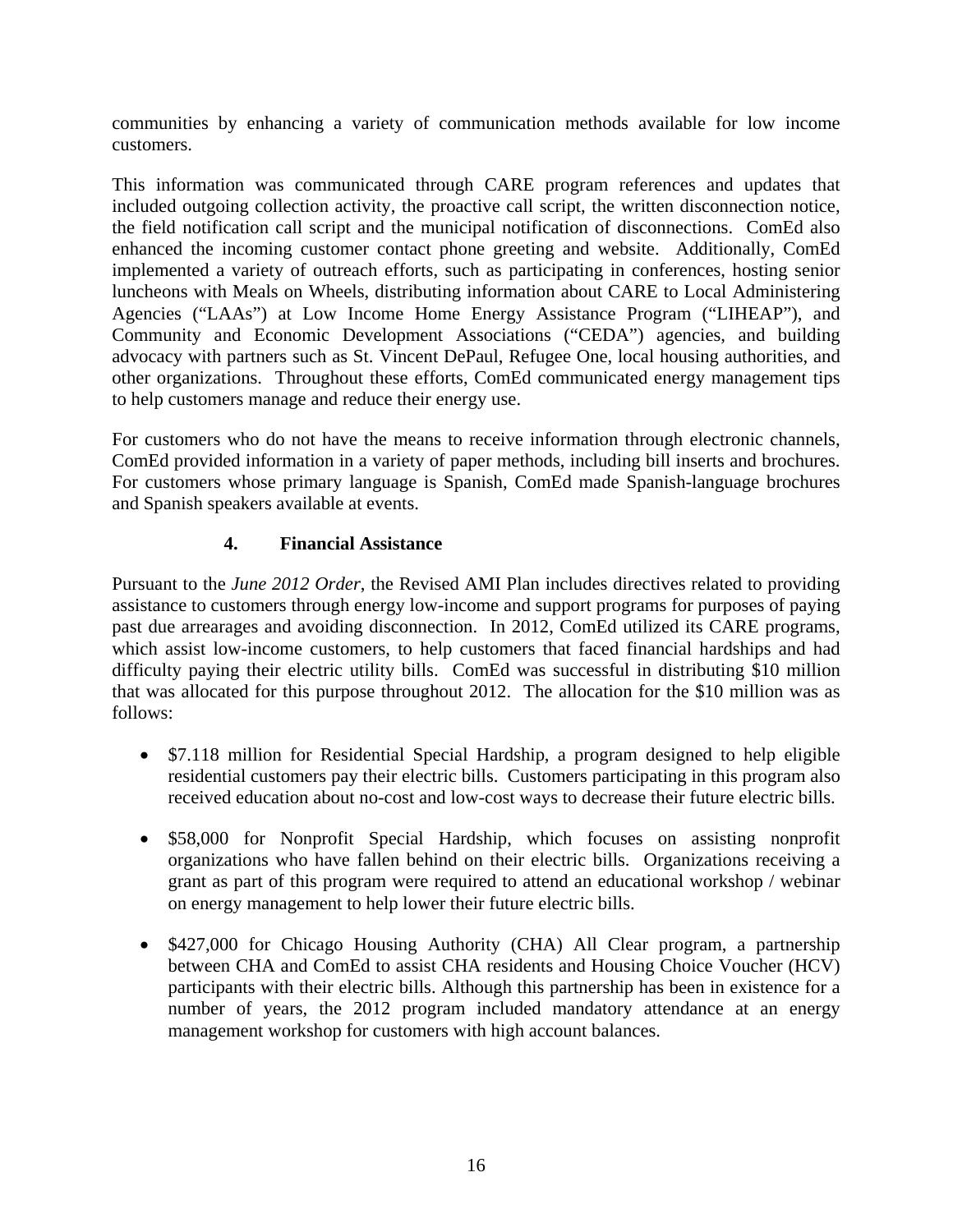communities by enhancing a variety of communication methods available for low income customers.

This information was communicated through CARE program references and updates that included outgoing collection activity, the proactive call script, the written disconnection notice, the field notification call script and the municipal notification of disconnections. ComEd also enhanced the incoming customer contact phone greeting and website. Additionally, ComEd implemented a variety of outreach efforts, such as participating in conferences, hosting senior luncheons with Meals on Wheels, distributing information about CARE to Local Administering Agencies ("LAAs") at Low Income Home Energy Assistance Program ("LIHEAP"), and Community and Economic Development Associations ("CEDA") agencies, and building advocacy with partners such as St. Vincent DePaul, Refugee One, local housing authorities, and other organizations. Throughout these efforts, ComEd communicated energy management tips to help customers manage and reduce their energy use.

For customers who do not have the means to receive information through electronic channels, ComEd provided information in a variety of paper methods, including bill inserts and brochures. For customers whose primary language is Spanish, ComEd made Spanish-language brochures and Spanish speakers available at events.

### 4. Financial Assistance

Pursuant to the *June 2012 Order*, the Revised AMI Plan includes directives related to providing assistance to customers through energy low-income and support programs for purposes of paying past due arrearages and avoiding disconnection. In 2012, ComEd utilized its CARE programs, which assist low-income customers, to help customers that faced financial hardships and had difficulty paying their electric utility bills. ComEd was successful in distributing \$10 million that was allocated for this purpose throughout 2012. The allocation for the \$10 million was as follows:

- \$7.118 million for Residential Special Hardship, a program designed to help eligible residential customers pay their electric bills. Customers participating in this program also received education about no-cost and low-cost ways to decrease their future electric bills.
- \$58,000 for Nonprofit Special Hardship, which focuses on assisting nonprofit organizations who have fallen behind on their electric bills. Organizations receiving a grant as part of this program were required to attend an educational workshop / webinar on energy management to help lower their future electric bills.
- \$427,000 for Chicago Housing Authority (CHA) All Clear program, a partnership between CHA and ComEd to assist CHA residents and Housing Choice Voucher (HCV) participants with their electric bills. Although this partnership has been in existence for a number of years, the 2012 program included mandatory attendance at an energy management workshop for customers with high account balances.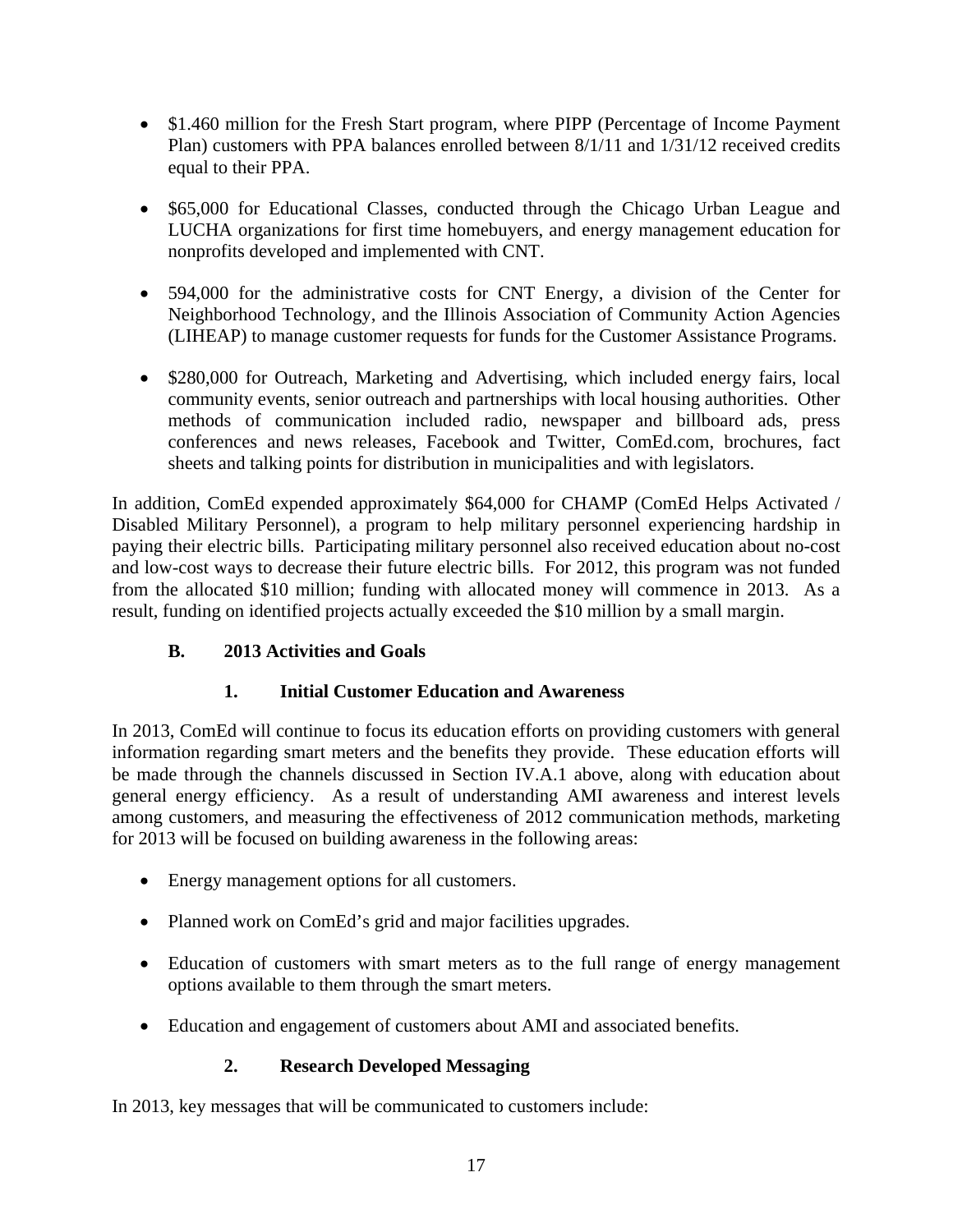- $1.460 million for the Fresh Start program, where PIPP (Percentage of Income Payment Plan) customers with PPA balances enrolled between 8/1/11 and 1/31/12 received credits equal to their PPA.

- $65,000 for Educational Classes, conducted through the Chicago Urban League and LUCHA organizations for first time homebuyers, and energy management education for nonprofits developed and implemented with CNT.

- 594,000 for the administrative costs for CNT Energy, a division of the Center for Neighborhood Technology, and the Illinois Association of Community Action Agencies (LIHEAP) to manage customer requests for funds for the Customer Assistance Programs.

- $280,000 for Outreach, Marketing and Advertising, which included energy fairs, local community events, senior outreach and partnerships with local housing authorities. Other methods of communication included radio, newspaper and billboard ads, press conferences and news releases, Facebook and Twitter, ComEd.com, brochures, fact sheets and talking points for distribution in municipalities and with legislators.

In addition, ComEd expended approximately $64,000 for CHAMP (ComEd Helps Activated / Disabled Military Personnel), a program to help military personnel experiencing hardship in paying their electric bills. Participating military personnel also received education about no-cost and low-cost ways to decrease their future electric bills. For 2012, this program was not funded from the allocated $10 million; funding with allocated money will commence in 2013. As a result, funding on identified projects actually exceeded the $10 million by a small margin.

### B. 2013 Activities and Goals

#### 1. Initial Customer Education and Awareness

In 2013, ComEd will continue to focus its education efforts on providing customers with general information regarding smart meters and the benefits they provide. These education efforts will be made through the channels discussed in Section IV.A.1 above, along with education about general energy efficiency. As a result of understanding AMI awareness and interest levels among customers, and measuring the effectiveness of 2012 communication methods, marketing for 2013 will be focused on building awareness in the following areas:

- Energy management options for all customers.

- Planned work on ComEd's grid and major facilities upgrades.

- Education of customers with smart meters as to the full range of energy management options available to them through the smart meters.

- Education and engagement of customers about AMI and associated benefits.

#### 2. Research Developed Messaging

In 2013, key messages that will be communicated to customers include: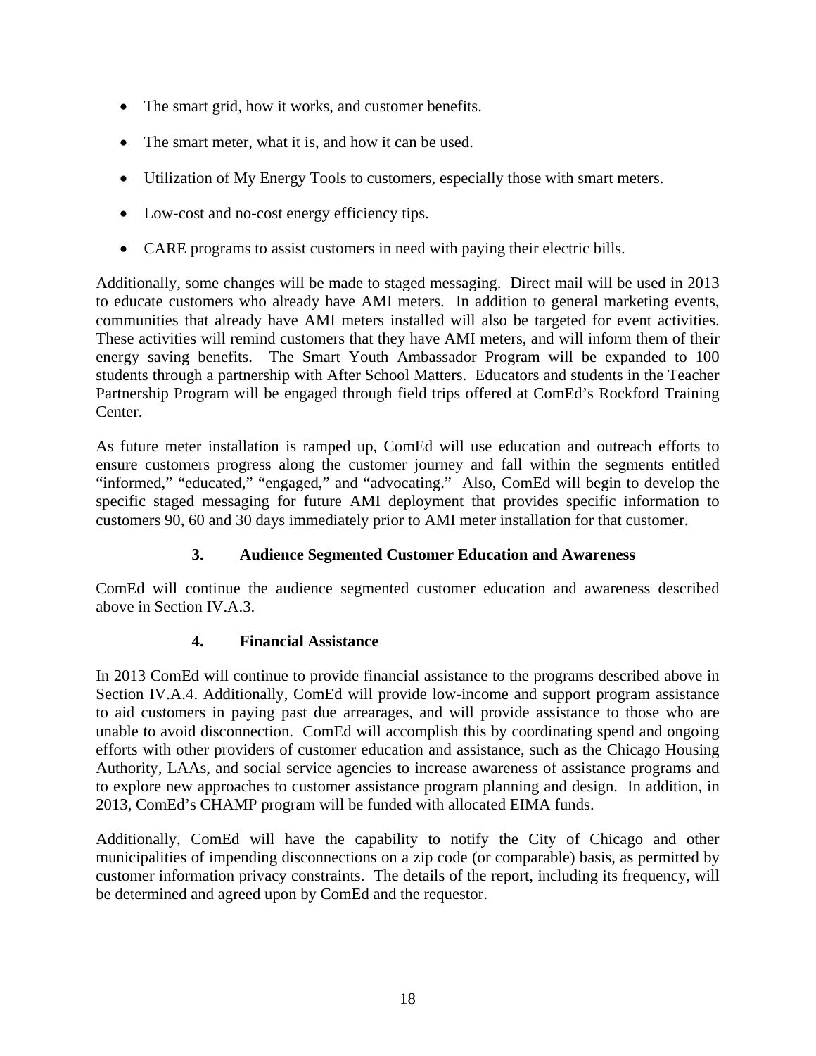- The smart grid, how it works, and customer benefits.
- The smart meter, what it is, and how it can be used.
- Utilization of My Energy Tools to customers, especially those with smart meters.
- Low-cost and no-cost energy efficiency tips.
- CARE programs to assist customers in need with paying their electric bills.

Additionally, some changes will be made to staged messaging. Direct mail will be used in 2013 to educate customers who already have AMI meters. In addition to general marketing events, communities that already have AMI meters installed will also be targeted for event activities. These activities will remind customers that they have AMI meters, and will inform them of their energy saving benefits. The Smart Youth Ambassador Program will be expanded to 100 students through a partnership with After School Matters. Educators and students in the Teacher Partnership Program will be engaged through field trips offered at ComEd's Rockford Training Center.

As future meter installation is ramped up, ComEd will use education and outreach efforts to ensure customers progress along the customer journey and fall within the segments entitled "informed," "educated," "engaged," and "advocating." Also, ComEd will begin to develop the specific staged messaging for future AMI deployment that provides specific information to customers 90, 60 and 30 days immediately prior to AMI meter installation for that customer.

### 3. Audience Segmented Customer Education and Awareness

ComEd will continue the audience segmented customer education and awareness described above in Section IV.A.3.

### 4. Financial Assistance

In 2013 ComEd will continue to provide financial assistance to the programs described above in Section IV.A.4. Additionally, ComEd will provide low-income and support program assistance to aid customers in paying past due arrearages, and will provide assistance to those who are unable to avoid disconnection. ComEd will accomplish this by coordinating spend and ongoing efforts with other providers of customer education and assistance, such as the Chicago Housing Authority, LAAs, and social service agencies to increase awareness of assistance programs and to explore new approaches to customer assistance program planning and design. In addition, in 2013, ComEd's CHAMP program will be funded with allocated EIMA funds.

Additionally, ComEd will have the capability to notify the City of Chicago and other municipalities of impending disconnections on a zip code (or comparable) basis, as permitted by customer information privacy constraints. The details of the report, including its frequency, will be determined and agreed upon by ComEd and the requestor.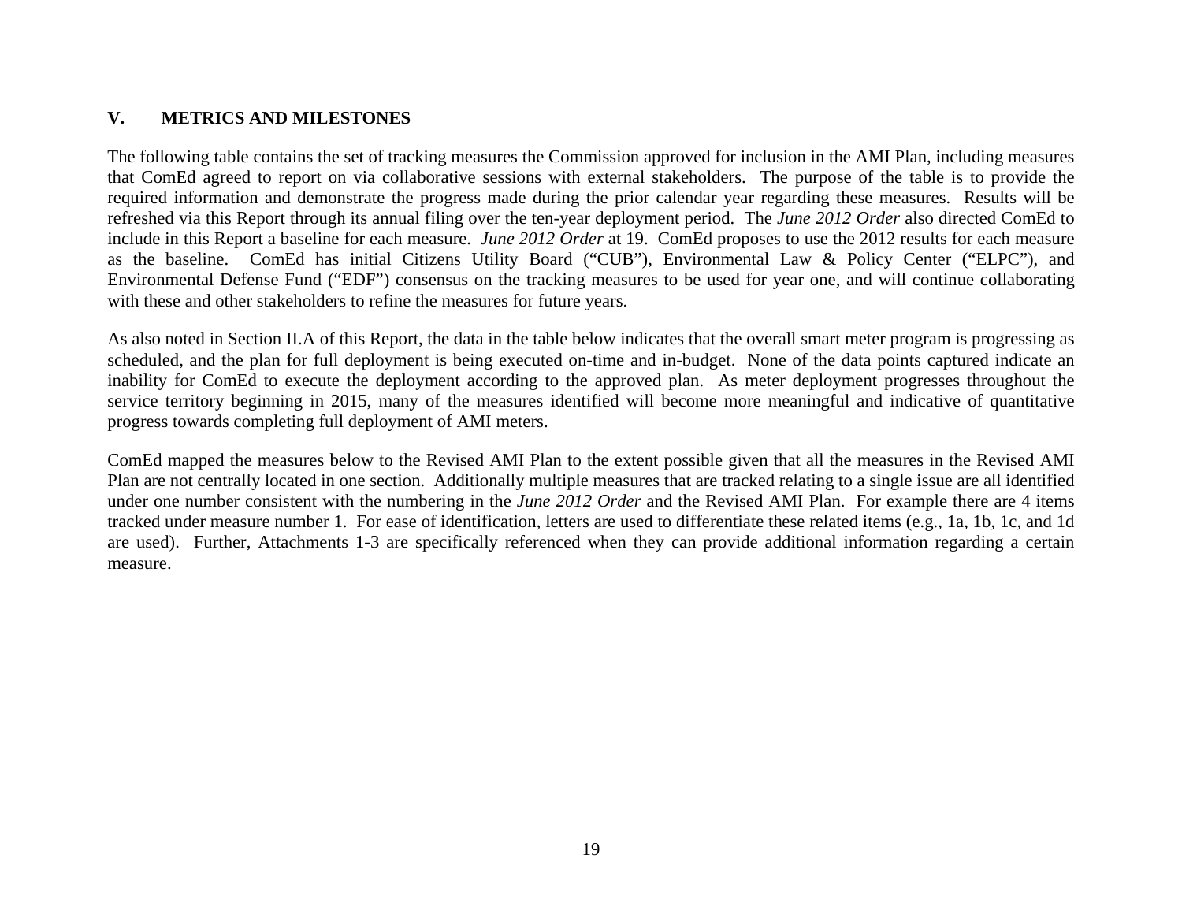## V. METRICS AND MILESTONES

The following table contains the set of tracking measures the Commission approved for inclusion in the AMI Plan, including measures that ComEd agreed to report on via collaborative sessions with external stakeholders. The purpose of the table is to provide the required information and demonstrate the progress made during the prior calendar year regarding these measures. Results will be refreshed via this Report through its annual filing over the ten-year deployment period. The *June 2012 Order* also directed ComEd to include in this Report a baseline for each measure. *June 2012 Order* at 19. ComEd proposes to use the 2012 results for each measure as the baseline. ComEd has initial Citizens Utility Board ("CUB"), Environmental Law & Policy Center ("ELPC"), and Environmental Defense Fund ("EDF") consensus on the tracking measures to be used for year one, and will continue collaborating with these and other stakeholders to refine the measures for future years.

As also noted in Section II.A of this Report, the data in the table below indicates that the overall smart meter program is progressing as scheduled, and the plan for full deployment is being executed on-time and in-budget. None of the data points captured indicate an inability for ComEd to execute the deployment according to the approved plan. As meter deployment progresses throughout the service territory beginning in 2015, many of the measures identified will become more meaningful and indicative of quantitative progress towards completing full deployment of AMI meters.

ComEd mapped the measures below to the Revised AMI Plan to the extent possible given that all the measures in the Revised AMI Plan are not centrally located in one section. Additionally multiple measures that are tracked relating to a single issue are all identified under one number consistent with the numbering in the *June 2012 Order* and the Revised AMI Plan. For example there are 4 items tracked under measure number 1. For ease of identification, letters are used to differentiate these related items (e.g., 1a, 1b, 1c, and 1d are used). Further, Attachments 1-3 are specifically referenced when they can provide additional information regarding a certain measure.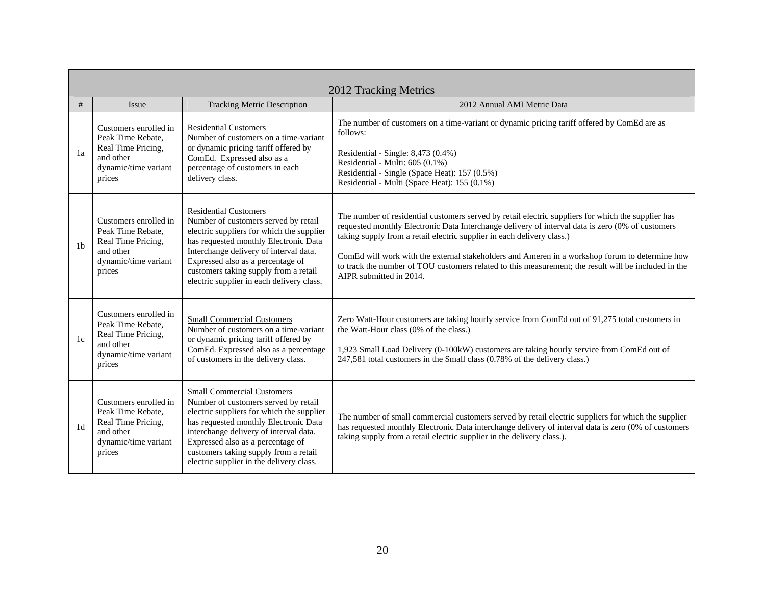| 2012 Tracking Metrics | | | |
|---|---|---|---|
| # | Issue | Tracking Metric Description | 2012 Annual AMI Metric Data |
| 1a | Customers enrolled in Peak Time Rebate, Real Time Pricing, and other dynamic/time variant prices | <u>Residential Customers</u><br>Number of customers on a time-variant or dynamic pricing tariff offered by ComEd. Expressed also as a percentage of customers in each delivery class. | The number of customers on a time-variant or dynamic pricing tariff offered by ComEd are as follows:<br><br>Residential - Single: 8,473 (0.4%)<br>Residential - Multi: 605 (0.1%)<br>Residential - Single (Space Heat): 157 (0.5%)<br>Residential - Multi (Space Heat): 155 (0.1%) |
| 1b | Customers enrolled in Peak Time Rebate, Real Time Pricing, and other dynamic/time variant prices | <u>Residential Customers</u><br>Number of customers served by retail electric suppliers for which the supplier has requested monthly Electronic Data Interchange delivery of interval data. Expressed also as a percentage of customers taking supply from a retail electric supplier in each delivery class. | The number of residential customers served by retail electric suppliers for which the supplier has requested monthly Electronic Data Interchange delivery of interval data is zero (0% of customers taking supply from a retail electric supplier in each delivery class.)<br><br>ComEd will work with the external stakeholders and Ameren in a workshop forum to determine how to track the number of TOU customers related to this measurement; the result will be included in the AIPR submitted in 2014. |
| 1c | Customers enrolled in Peak Time Rebate, Real Time Pricing, and other dynamic/time variant prices | <u>Small Commercial Customers</u><br>Number of customers on a time-variant or dynamic pricing tariff offered by ComEd. Expressed also as a percentage of customers in the delivery class. | Zero Watt-Hour customers are taking hourly service from ComEd out of 91,275 total customers in the Watt-Hour class (0% of the class.)<br><br>1,923 Small Load Delivery (0-100kW) customers are taking hourly service from ComEd out of 247,581 total customers in the Small class (0.78% of the delivery class.) |
| 1d | Customers enrolled in Peak Time Rebate, Real Time Pricing, and other dynamic/time variant prices | <u>Small Commercial Customers</u><br>Number of customers served by retail electric suppliers for which the supplier has requested monthly Electronic Data interchange delivery of interval data. Expressed also as a percentage of customers taking supply from a retail electric supplier in the delivery class. | The number of small commercial customers served by retail electric suppliers for which the supplier has requested monthly Electronic Data interchange delivery of interval data is zero (0% of customers taking supply from a retail electric supplier in the delivery class.). |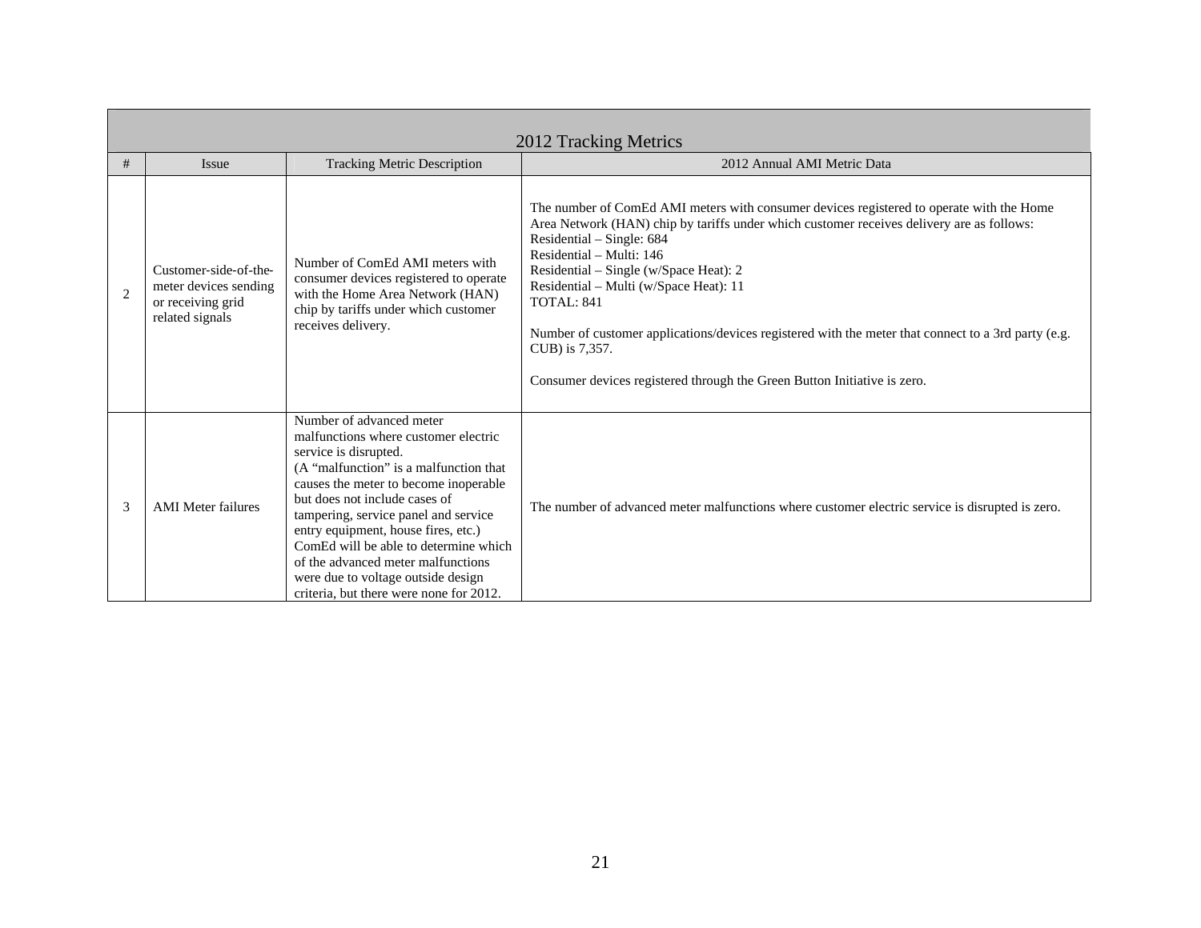| 2012 Tracking Metrics | | | |
|---|---|---|---|
| # | Issue | Tracking Metric Description | 2012 Annual AMI Metric Data |
| 2 | Customer-side-of-the-meter devices sending or receiving grid related signals | Number of ComEd AMI meters with consumer devices registered to operate with the Home Area Network (HAN) chip by tariffs under which customer receives delivery. | The number of ComEd AMI meters with consumer devices registered to operate with the Home Area Network (HAN) chip by tariffs under which customer receives delivery are as follows:<br>Residential – Single: 684<br>Residential – Multi: 146<br>Residential – Single (w/Space Heat): 2<br>Residential – Multi (w/Space Heat): 11<br>TOTAL: 841<br><br>Number of customer applications/devices registered with the meter that connect to a 3rd party (e.g. CUB) is 7,357.<br><br>Consumer devices registered through the Green Button Initiative is zero. |
| 3 | AMI Meter failures | Number of advanced meter malfunctions where customer electric service is disrupted.<br>(A "malfunction" is a malfunction that causes the meter to become inoperable but does not include cases of tampering, service panel and service entry equipment, house fires, etc.)<br>ComEd will be able to determine which of the advanced meter malfunctions were due to voltage outside design criteria, but there were none for 2012. | The number of advanced meter malfunctions where customer electric service is disrupted is zero. |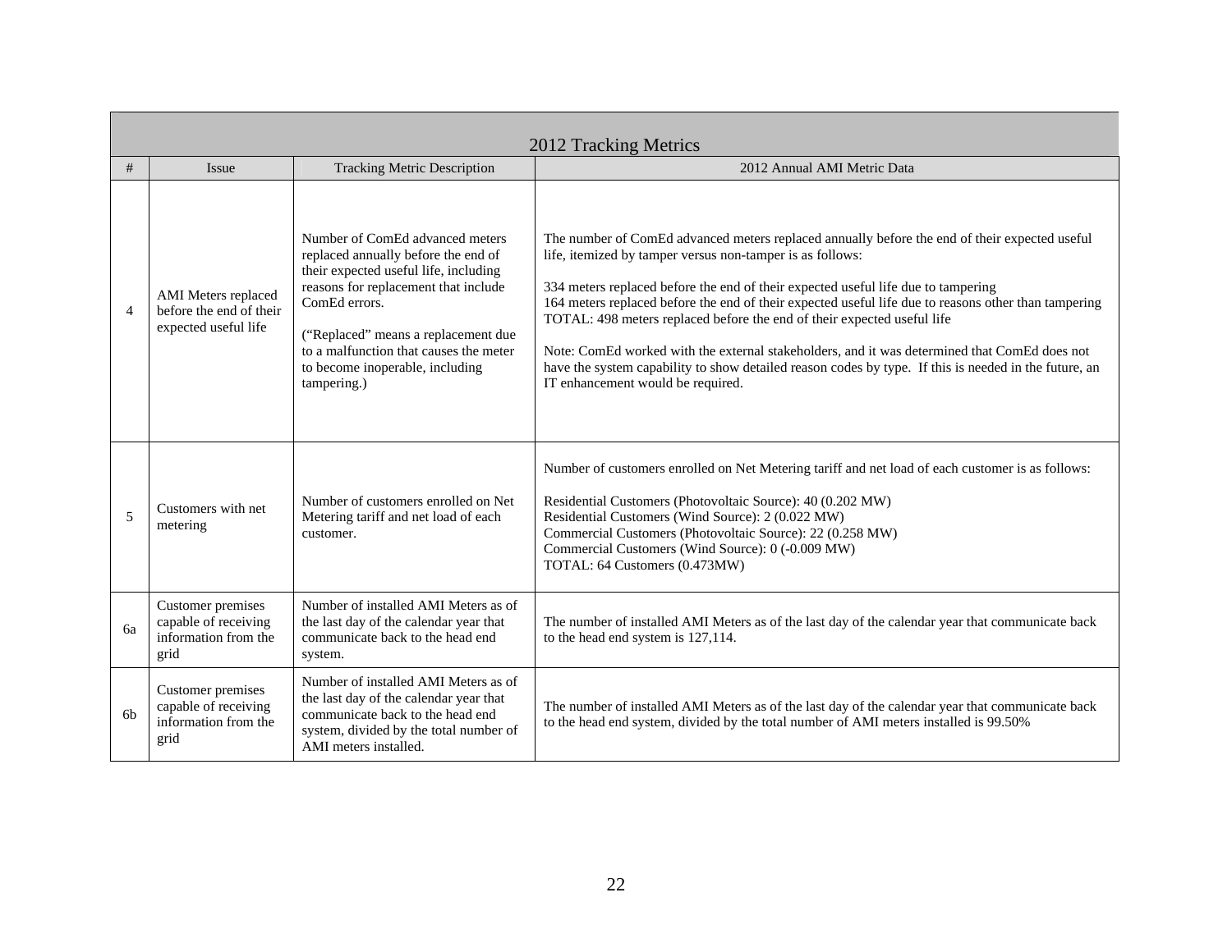| 2012 Tracking Metrics | | | |
|---|---|---|---|
| # | Issue | Tracking Metric Description | 2012 Annual AMI Metric Data |
| 4 | AMI Meters replaced before the end of their expected useful life | Number of ComEd advanced meters replaced annually before the end of their expected useful life, including reasons for replacement that include ComEd errors.<br><br>("Replaced" means a replacement due to a malfunction that causes the meter to become inoperable, including tampering.) | The number of ComEd advanced meters replaced annually before the end of their expected useful life, itemized by tamper versus non-tamper is as follows:<br><br>334 meters replaced before the end of their expected useful life due to tampering<br>164 meters replaced before the end of their expected useful life due to reasons other than tampering<br>TOTAL: 498 meters replaced before the end of their expected useful life<br><br>Note: ComEd worked with the external stakeholders, and it was determined that ComEd does not have the system capability to show detailed reason codes by type. If this is needed in the future, an IT enhancement would be required. |
| 5 | Customers with net metering | Number of customers enrolled on Net Metering tariff and net load of each customer. | Number of customers enrolled on Net Metering tariff and net load of each customer is as follows:<br><br>Residential Customers (Photovoltaic Source): 40 (0.202 MW)<br>Residential Customers (Wind Source): 2 (0.022 MW)<br>Commercial Customers (Photovoltaic Source): 22 (0.258 MW)<br>Commercial Customers (Wind Source): 0 (-0.009 MW)<br>TOTAL: 64 Customers (0.473MW) |
| 6a | Customer premises capable of receiving information from the grid | Number of installed AMI Meters as of the last day of the calendar year that communicate back to the head end system. | The number of installed AMI Meters as of the last day of the calendar year that communicate back to the head end system is 127,114. |
| 6b | Customer premises capable of receiving information from the grid | Number of installed AMI Meters as of the last day of the calendar year that communicate back to the head end system, divided by the total number of AMI meters installed. | The number of installed AMI Meters as of the last day of the calendar year that communicate back to the head end system, divided by the total number of AMI meters installed is 99.50% |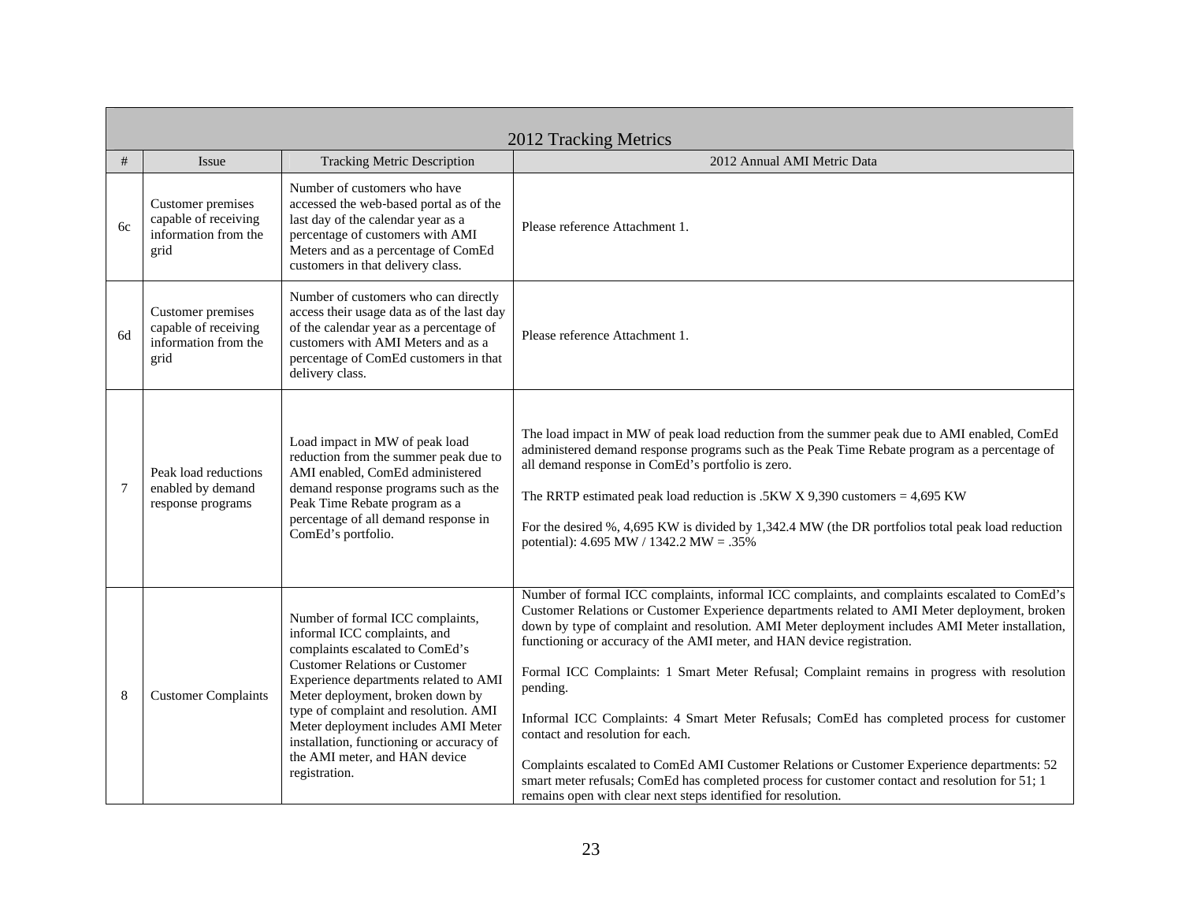| 2012 Tracking Metrics | | | |
|---|---|---|---|
| # | Issue | Tracking Metric Description | 2012 Annual AMI Metric Data |
| 6c | Customer premises capable of receiving information from the grid | Number of customers who have accessed the web-based portal as of the last day of the calendar year as a percentage of customers with AMI Meters and as a percentage of ComEd customers in that delivery class. | Please reference Attachment 1. |
| 6d | Customer premises capable of receiving information from the grid | Number of customers who can directly access their usage data as of the last day of the calendar year as a percentage of customers with AMI Meters and as a percentage of ComEd customers in that delivery class. | Please reference Attachment 1. |
| 7 | Peak load reductions enabled by demand response programs | Load impact in MW of peak load reduction from the summer peak due to AMI enabled, ComEd administered demand response programs such as the Peak Time Rebate program as a percentage of all demand response in ComEd's portfolio. | The load impact in MW of peak load reduction from the summer peak due to AMI enabled, ComEd administered demand response programs such as the Peak Time Rebate program as a percentage of all demand response in ComEd's portfolio is zero.<br><br>The RRTP estimated peak load reduction is .5KW X 9,390 customers = 4,695 KW<br><br>For the desired %, 4,695 KW is divided by 1,342.4 MW (the DR portfolios total peak load reduction potential): 4.695 MW / 1342.2 MW = .35% |
| 8 | Customer Complaints | Number of formal ICC complaints, informal ICC complaints, and complaints escalated to ComEd's Customer Relations or Customer Experience departments related to AMI Meter deployment, broken down by type of complaint and resolution. AMI Meter deployment includes AMI Meter installation, functioning or accuracy of the AMI meter, and HAN device registration. | Number of formal ICC complaints, informal ICC complaints, and complaints escalated to ComEd's Customer Relations or Customer Experience departments related to AMI Meter deployment, broken down by type of complaint and resolution. AMI Meter deployment includes AMI Meter installation, functioning or accuracy of the AMI meter, and HAN device registration.<br><br>Formal ICC Complaints: 1 Smart Meter Refusal; Complaint remains in progress with resolution pending.<br><br>Informal ICC Complaints: 4 Smart Meter Refusals; ComEd has completed process for customer contact and resolution for each.<br><br>Complaints escalated to ComEd AMI Customer Relations or Customer Experience departments: 52 smart meter refusals; ComEd has completed process for customer contact and resolution for 51; 1 remains open with clear next steps identified for resolution. |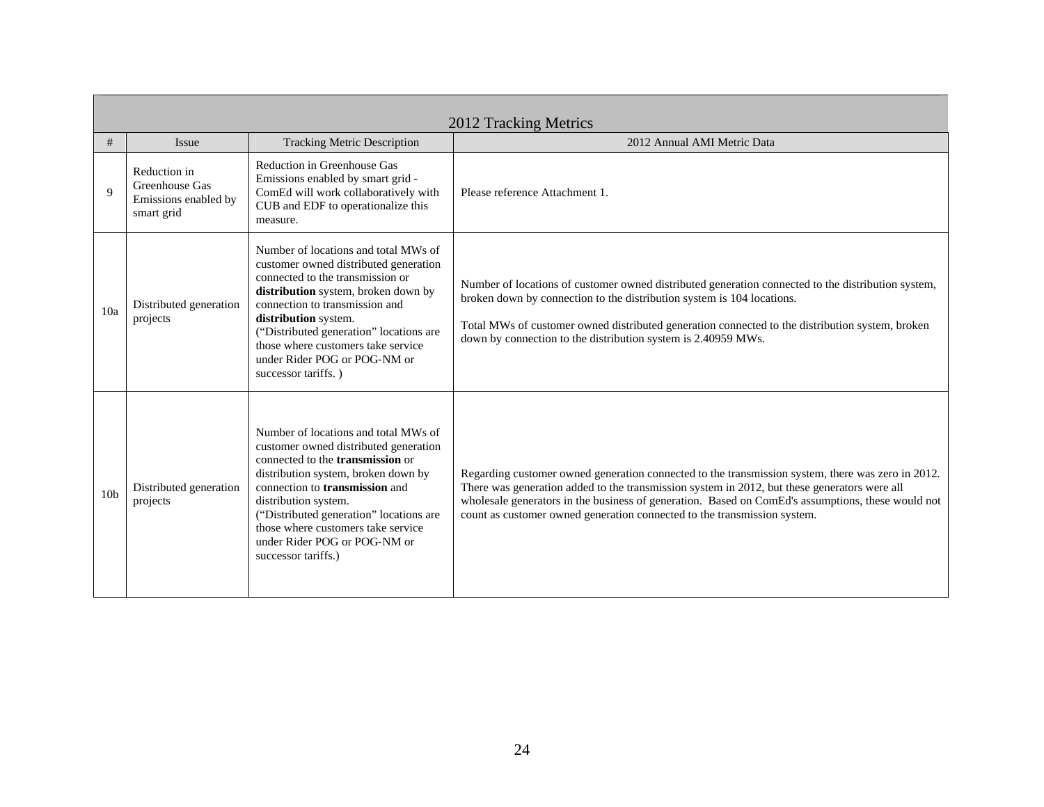| 2012 Tracking Metrics | | | |
|---|---|---|---|
| # | Issue | Tracking Metric Description | 2012 Annual AMI Metric Data |
| 9 | Reduction in Greenhouse Gas Emissions enabled by smart grid | Reduction in Greenhouse Gas Emissions enabled by smart grid - ComEd will work collaboratively with CUB and EDF to operationalize this measure. | Please reference Attachment 1. |
| 10a | Distributed generation projects | Number of locations and total MWs of customer owned distributed generation connected to the transmission or **distribution** system, broken down by connection to transmission and **distribution** system. ("Distributed generation" locations are those where customers take service under Rider POG or POG-NM or successor tariffs. ) | Number of locations of customer owned distributed generation connected to the distribution system, broken down by connection to the distribution system is 104 locations.<br><br>Total MWs of customer owned distributed generation connected to the distribution system, broken down by connection to the distribution system is 2.40959 MWs. |
| 10b | Distributed generation projects | Number of locations and total MWs of customer owned distributed generation connected to the **transmission** or distribution system, broken down by connection to **transmission** and distribution system. ("Distributed generation" locations are those where customers take service under Rider POG or POG-NM or successor tariffs.) | Regarding customer owned generation connected to the transmission system, there was zero in 2012. There was generation added to the transmission system in 2012, but these generators were all wholesale generators in the business of generation. Based on ComEd's assumptions, these would not count as customer owned generation connected to the transmission system. |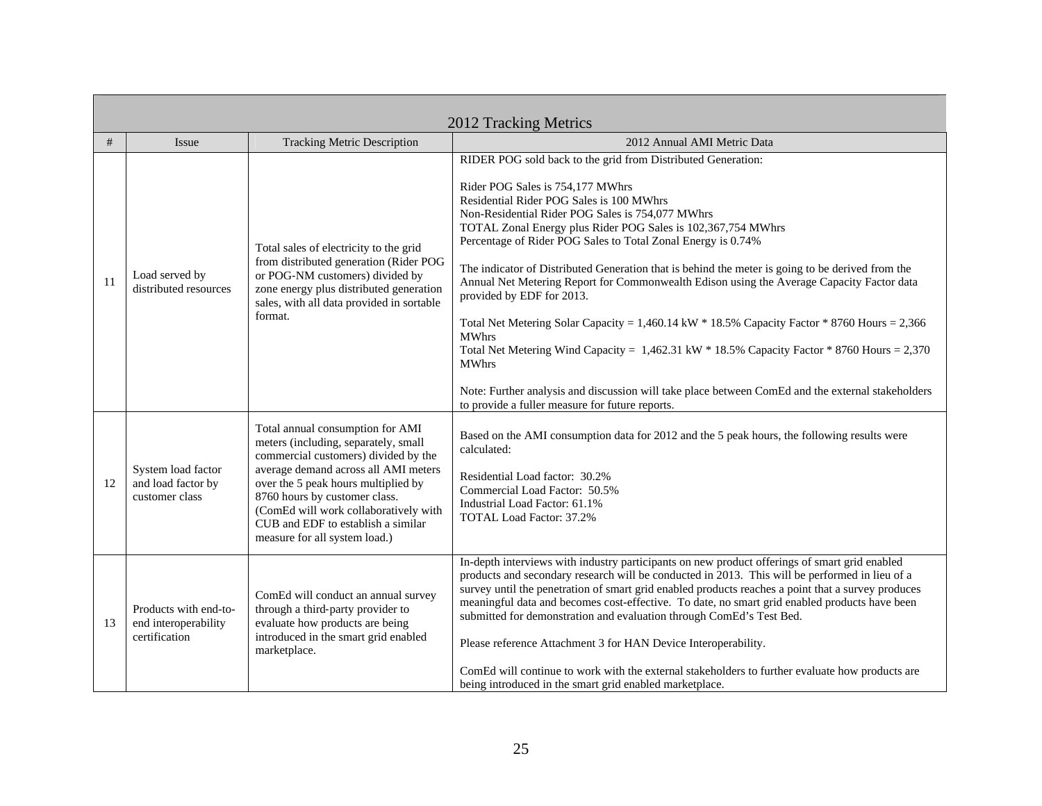| 2012 Tracking Metrics | | | |
|---|---|---|---|
| # | Issue | Tracking Metric Description | 2012 Annual AMI Metric Data |
| 11 | Load served by distributed resources | Total sales of electricity to the grid from distributed generation (Rider POG or POG-NM customers) divided by zone energy plus distributed generation sales, with all data provided in sortable format. | RIDER POG sold back to the grid from Distributed Generation:<br><br>Rider POG Sales is 754,177 MWhrs<br>Residential Rider POG Sales is 100 MWhrs<br>Non-Residential Rider POG Sales is 754,077 MWhrs<br>TOTAL Zonal Energy plus Rider POG Sales is 102,367,754 MWhrs<br>Percentage of Rider POG Sales to Total Zonal Energy is 0.74%<br><br>The indicator of Distributed Generation that is behind the meter is going to be derived from the Annual Net Metering Report for Commonwealth Edison using the Average Capacity Factor data provided by EDF for 2013.<br><br>Total Net Metering Solar Capacity = 1,460.14 kW * 18.5% Capacity Factor * 8760 Hours = 2,366 MWhrs<br>Total Net Metering Wind Capacity = 1,462.31 kW * 18.5% Capacity Factor * 8760 Hours = 2,370 MWhrs<br><br>Note: Further analysis and discussion will take place between ComEd and the external stakeholders to provide a fuller measure for future reports. |
| 12 | System load factor and load factor by customer class | Total annual consumption for AMI meters (including, separately, small commercial customers) divided by the average demand across all AMI meters over the 5 peak hours multiplied by 8760 hours by customer class. (ComEd will work collaboratively with CUB and EDF to establish a similar measure for all system load.) | Based on the AMI consumption data for 2012 and the 5 peak hours, the following results were calculated:<br><br>Residential Load factor: 30.2%<br>Commercial Load Factor: 50.5%<br>Industrial Load Factor: 61.1%<br>TOTAL Load Factor: 37.2% |
| 13 | Products with end-to-end interoperability certification | ComEd will conduct an annual survey through a third-party provider to evaluate how products are being introduced in the smart grid enabled marketplace. | In-depth interviews with industry participants on new product offerings of smart grid enabled products and secondary research will be conducted in 2013. This will be performed in lieu of a survey until the penetration of smart grid enabled products reaches a point that a survey produces meaningful data and becomes cost-effective. To date, no smart grid enabled products have been submitted for demonstration and evaluation through ComEd's Test Bed.<br><br>Please reference Attachment 3 for HAN Device Interoperability.<br><br>ComEd will continue to work with the external stakeholders to further evaluate how products are being introduced in the smart grid enabled marketplace. |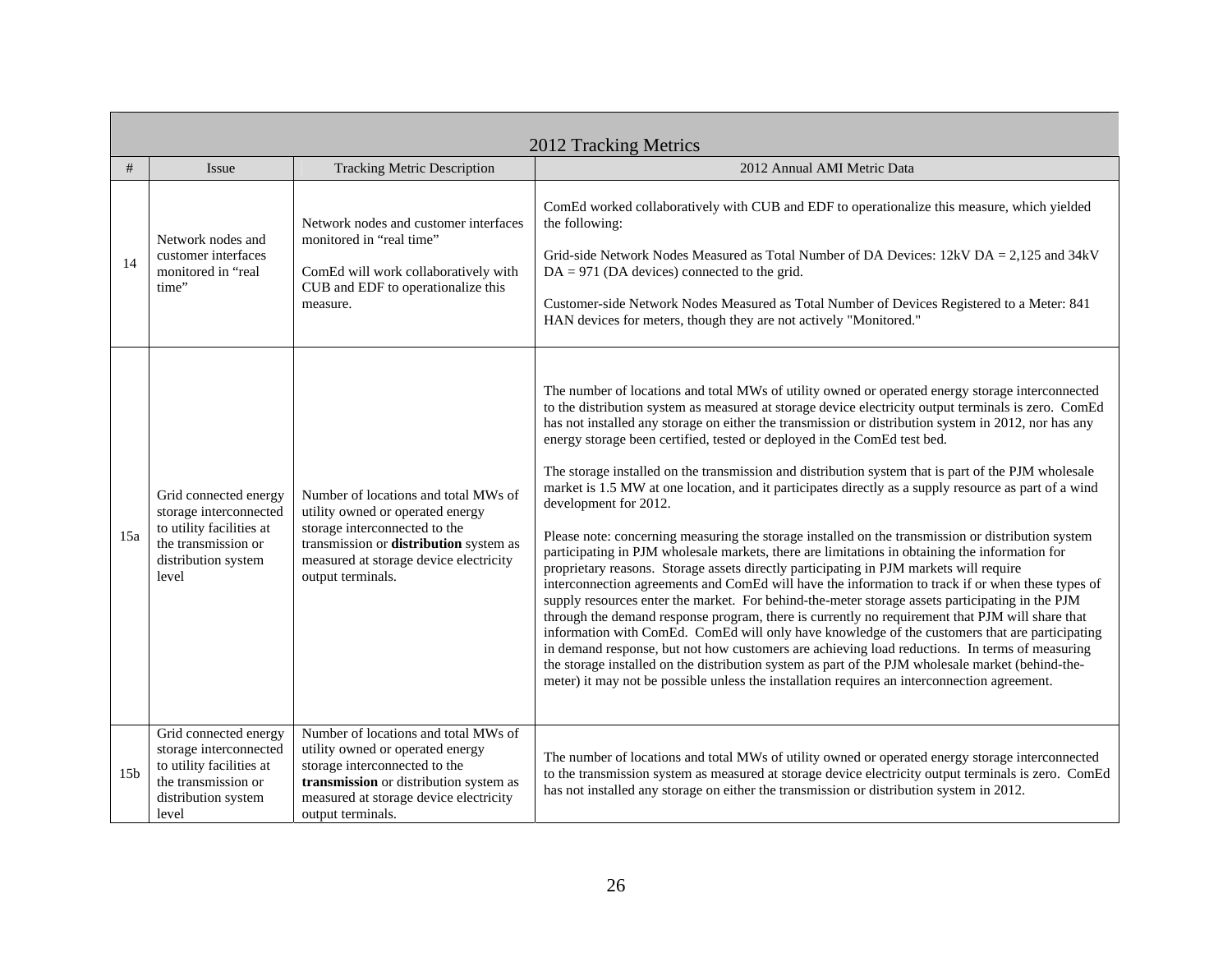| 2012 Tracking Metrics | | | |
|---|---|---|---|
| # | Issue | Tracking Metric Description | 2012 Annual AMI Metric Data |
| 14 | Network nodes and customer interfaces monitored in "real time" | Network nodes and customer interfaces monitored in "real time"<br><br>ComEd will work collaboratively with CUB and EDF to operationalize this measure. | ComEd worked collaboratively with CUB and EDF to operationalize this measure, which yielded the following:<br><br>Grid-side Network Nodes Measured as Total Number of DA Devices: 12kV DA = 2,125 and 34kV DA = 971 (DA devices) connected to the grid.<br><br>Customer-side Network Nodes Measured as Total Number of Devices Registered to a Meter: 841 HAN devices for meters, though they are not actively "Monitored." |
| 15a | Grid connected energy storage interconnected to utility facilities at the transmission or distribution system level | Number of locations and total MWs of utility owned or operated energy storage interconnected to the transmission or **distribution** system as measured at storage device electricity output terminals. | The number of locations and total MWs of utility owned or operated energy storage interconnected to the distribution system as measured at storage device electricity output terminals is zero. ComEd has not installed any storage on either the transmission or distribution system in 2012, nor has any energy storage been certified, tested or deployed in the ComEd test bed.<br><br>The storage installed on the transmission and distribution system that is part of the PJM wholesale market is 1.5 MW at one location, and it participates directly as a supply resource as part of a wind development for 2012.<br><br>Please note: concerning measuring the storage installed on the transmission or distribution system participating in PJM wholesale markets, there are limitations in obtaining the information for proprietary reasons. Storage assets directly participating in PJM markets will require interconnection agreements and ComEd will have the information to track if or when these types of supply resources enter the market. For behind-the-meter storage assets participating in the PJM through the demand response program, there is currently no requirement that PJM will share that information with ComEd. ComEd will only have knowledge of the customers that are participating in demand response, but not how customers are achieving load reductions. In terms of measuring the storage installed on the distribution system as part of the PJM wholesale market (behind-the-meter) it may not be possible unless the installation requires an interconnection agreement. |
| 15b | Grid connected energy storage interconnected to utility facilities at the transmission or distribution system level | Number of locations and total MWs of utility owned or operated energy storage interconnected to the **transmission** or distribution system as measured at storage device electricity output terminals. | The number of locations and total MWs of utility owned or operated energy storage interconnected to the transmission system as measured at storage device electricity output terminals is zero. ComEd has not installed any storage on either the transmission or distribution system in 2012. |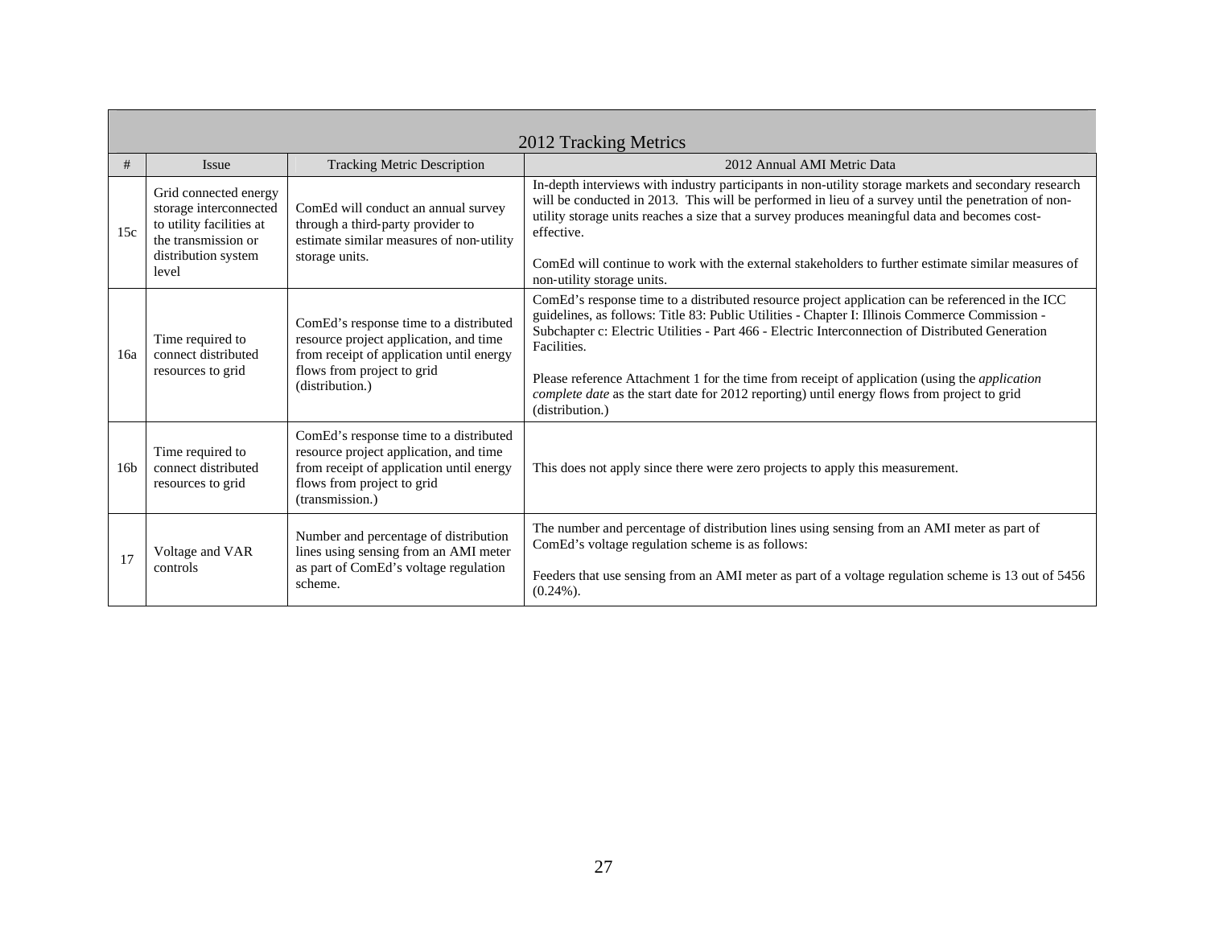| 2012 Tracking Metrics | | | |
|---|---|---|---|
| # | Issue | Tracking Metric Description | 2012 Annual AMI Metric Data |
| 15c | Grid connected energy storage interconnected to utility facilities at the transmission or distribution system level | ComEd will conduct an annual survey through a third-party provider to estimate similar measures of non-utility storage units. | In-depth interviews with industry participants in non-utility storage markets and secondary research will be conducted in 2013. This will be performed in lieu of a survey until the penetration of non-utility storage units reaches a size that a survey produces meaningful data and becomes cost-effective.<br><br>ComEd will continue to work with the external stakeholders to further estimate similar measures of non-utility storage units. |
| 16a | Time required to connect distributed resources to grid | ComEd's response time to a distributed resource project application, and time from receipt of application until energy flows from project to grid (distribution.) | ComEd's response time to a distributed resource project application can be referenced in the ICC guidelines, as follows: Title 83: Public Utilities - Chapter I: Illinois Commerce Commission - Subchapter c: Electric Utilities - Part 466 - Electric Interconnection of Distributed Generation Facilities.<br><br>Please reference Attachment 1 for the time from receipt of application (using the *application complete date* as the start date for 2012 reporting) until energy flows from project to grid (distribution.) |
| 16b | Time required to connect distributed resources to grid | ComEd's response time to a distributed resource project application, and time from receipt of application until energy flows from project to grid (transmission.) | This does not apply since there were zero projects to apply this measurement. |
| 17 | Voltage and VAR controls | Number and percentage of distribution lines using sensing from an AMI meter as part of ComEd's voltage regulation scheme. | The number and percentage of distribution lines using sensing from an AMI meter as part of ComEd's voltage regulation scheme is as follows:<br><br>Feeders that use sensing from an AMI meter as part of a voltage regulation scheme is 13 out of 5456 (0.24%). |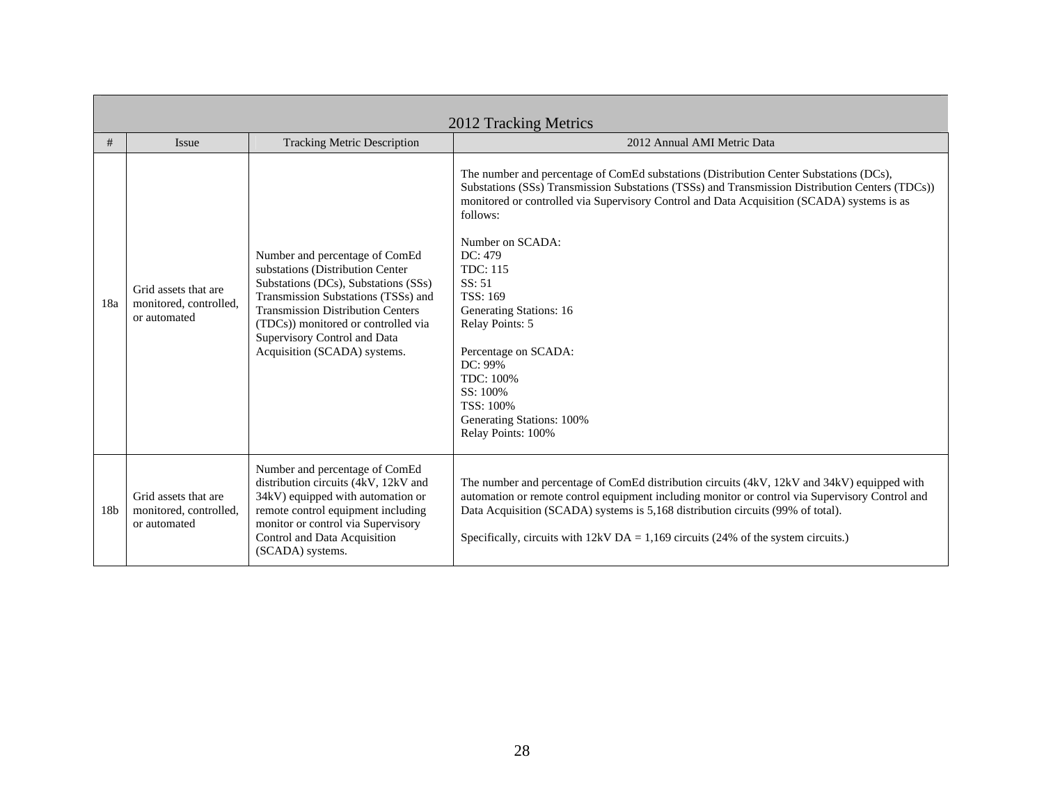| 2012 Tracking Metrics | | | |
|---|---|---|---|
| # | Issue | Tracking Metric Description | 2012 Annual AMI Metric Data |
| 18a | Grid assets that are monitored, controlled, or automated | Number and percentage of ComEd substations (Distribution Center Substations (DCs), Substations (SSs) Transmission Substations (TSSs) and Transmission Distribution Centers (TDCs)) monitored or controlled via Supervisory Control and Data Acquisition (SCADA) systems. | The number and percentage of ComEd substations (Distribution Center Substations (DCs), Substations (SSs) Transmission Substations (TSSs) and Transmission Distribution Centers (TDCs)) monitored or controlled via Supervisory Control and Data Acquisition (SCADA) systems is as follows:<br><br>Number on SCADA:<br>DC: 479<br>TDC: 115<br>SS: 51<br>TSS: 169<br>Generating Stations: 16<br>Relay Points: 5<br><br>Percentage on SCADA:<br>DC: 99%<br>TDC: 100%<br>SS: 100%<br>TSS: 100%<br>Generating Stations: 100%<br>Relay Points: 100% |
| 18b | Grid assets that are monitored, controlled, or automated | Number and percentage of ComEd distribution circuits (4kV, 12kV and 34kV) equipped with automation or remote control equipment including monitor or control via Supervisory Control and Data Acquisition (SCADA) systems. | The number and percentage of ComEd distribution circuits (4kV, 12kV and 34kV) equipped with automation or remote control equipment including monitor or control via Supervisory Control and Data Acquisition (SCADA) systems is 5,168 distribution circuits (99% of total).<br><br>Specifically, circuits with 12kV DA = 1,169 circuits (24% of the system circuits.) |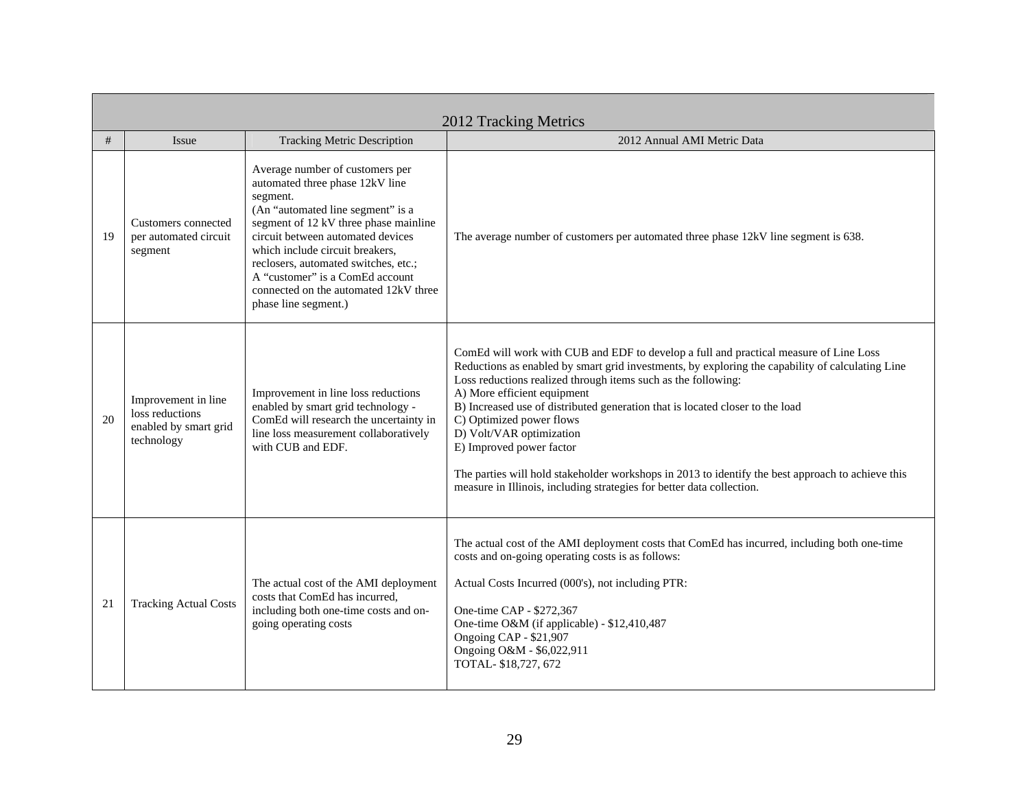| 2012 Tracking Metrics | | | |
|---|---|---|---|
| # | Issue | Tracking Metric Description | 2012 Annual AMI Metric Data |
| 19 | Customers connected per automated circuit segment | Average number of customers per automated three phase 12kV line segment.<br>(An "automated line segment" is a segment of 12 kV three phase mainline circuit between automated devices which include circuit breakers, reclosers, automated switches, etc.;<br>A "customer" is a ComEd account connected on the automated 12kV three phase line segment.) | The average number of customers per automated three phase 12kV line segment is 638. |
| 20 | Improvement in line loss reductions enabled by smart grid technology | Improvement in line loss reductions enabled by smart grid technology - ComEd will research the uncertainty in line loss measurement collaboratively with CUB and EDF. | ComEd will work with CUB and EDF to develop a full and practical measure of Line Loss Reductions as enabled by smart grid investments, by exploring the capability of calculating Line Loss reductions realized through items such as the following:<br>A) More efficient equipment<br>B) Increased use of distributed generation that is located closer to the load<br>C) Optimized power flows<br>D) Volt/VAR optimization<br>E) Improved power factor<br><br>The parties will hold stakeholder workshops in 2013 to identify the best approach to achieve this measure in Illinois, including strategies for better data collection. |
| 21 | Tracking Actual Costs | The actual cost of the AMI deployment costs that ComEd has incurred, including both one-time costs and on-going operating costs | The actual cost of the AMI deployment costs that ComEd has incurred, including both one-time costs and on-going operating costs is as follows:<br><br>Actual Costs Incurred (000's), not including PTR:<br><br>One-time CAP - $272,367<br>One-time O&M (if applicable) - $12,410,487<br>Ongoing CAP - $21,907<br>Ongoing O&M - $6,022,911<br>TOTAL- $18,727, 672 |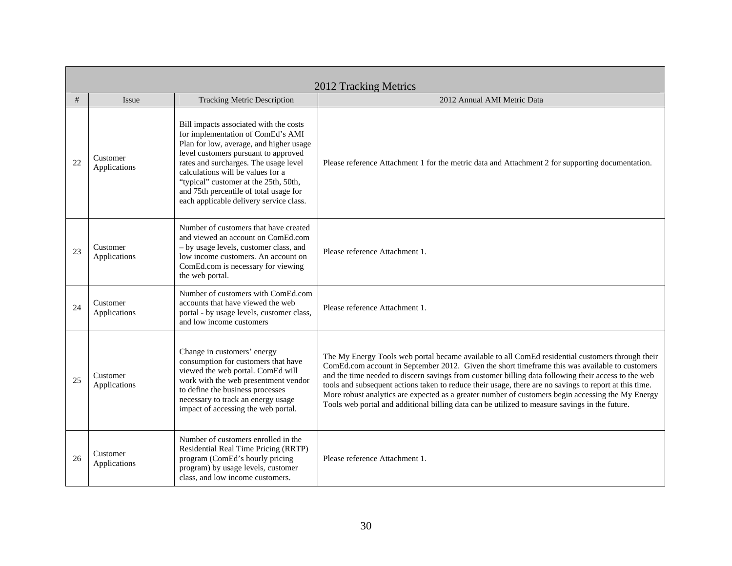| 2012 Tracking Metrics | | | |
|---|---|---|---|
| # | Issue | Tracking Metric Description | 2012 Annual AMI Metric Data |
| 22 | Customer Applications | Bill impacts associated with the costs for implementation of ComEd's AMI Plan for low, average, and higher usage level customers pursuant to approved rates and surcharges. The usage level calculations will be values for a "typical" customer at the 25th, 50th, and 75th percentile of total usage for each applicable delivery service class. | Please reference Attachment 1 for the metric data and Attachment 2 for supporting documentation. |
| 23 | Customer Applications | Number of customers that have created and viewed an account on ComEd.com – by usage levels, customer class, and low income customers. An account on ComEd.com is necessary for viewing the web portal. | Please reference Attachment 1. |
| 24 | Customer Applications | Number of customers with ComEd.com accounts that have viewed the web portal - by usage levels, customer class, and low income customers | Please reference Attachment 1. |
| 25 | Customer Applications | Change in customers' energy consumption for customers that have viewed the web portal. ComEd will work with the web presentment vendor to define the business processes necessary to track an energy usage impact of accessing the web portal. | The My Energy Tools web portal became available to all ComEd residential customers through their ComEd.com account in September 2012. Given the short timeframe this was available to customers and the time needed to discern savings from customer billing data following their access to the web tools and subsequent actions taken to reduce their usage, there are no savings to report at this time. More robust analytics are expected as a greater number of customers begin accessing the My Energy Tools web portal and additional billing data can be utilized to measure savings in the future. |
| 26 | Customer Applications | Number of customers enrolled in the Residential Real Time Pricing (RRTP) program (ComEd's hourly pricing program) by usage levels, customer class, and low income customers. | Please reference Attachment 1. |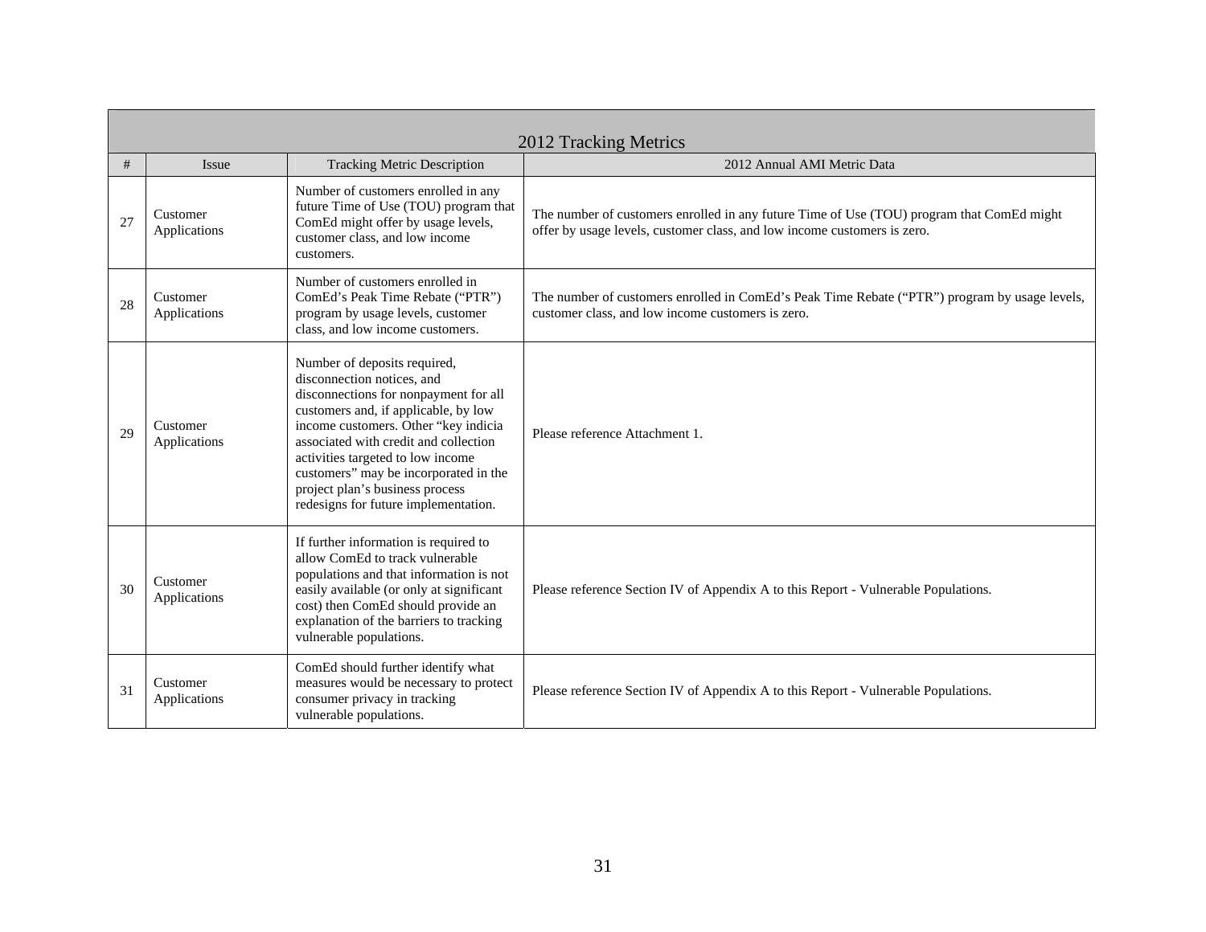| 2012 Tracking Metrics | | | |
|---|---|---|---|
| # | Issue | Tracking Metric Description | 2012 Annual AMI Metric Data |
| 27 | Customer Applications | Number of customers enrolled in any future Time of Use (TOU) program that ComEd might offer by usage levels, customer class, and low income customers. | The number of customers enrolled in any future Time of Use (TOU) program that ComEd might offer by usage levels, customer class, and low income customers is zero. |
| 28 | Customer Applications | Number of customers enrolled in ComEd's Peak Time Rebate ("PTR") program by usage levels, customer class, and low income customers. | The number of customers enrolled in ComEd's Peak Time Rebate ("PTR") program by usage levels, customer class, and low income customers is zero. |
| 29 | Customer Applications | Number of deposits required, disconnection notices, and disconnections for nonpayment for all customers and, if applicable, by low income customers. Other "key indicia associated with credit and collection activities targeted to low income customers" may be incorporated in the project plan's business process redesigns for future implementation. | Please reference Attachment 1. |
| 30 | Customer Applications | If further information is required to allow ComEd to track vulnerable populations and that information is not easily available (or only at significant cost) then ComEd should provide an explanation of the barriers to tracking vulnerable populations. | Please reference Section IV of Appendix A to this Report - Vulnerable Populations. |
| 31 | Customer Applications | ComEd should further identify what measures would be necessary to protect consumer privacy in tracking vulnerable populations. | Please reference Section IV of Appendix A to this Report - Vulnerable Populations. |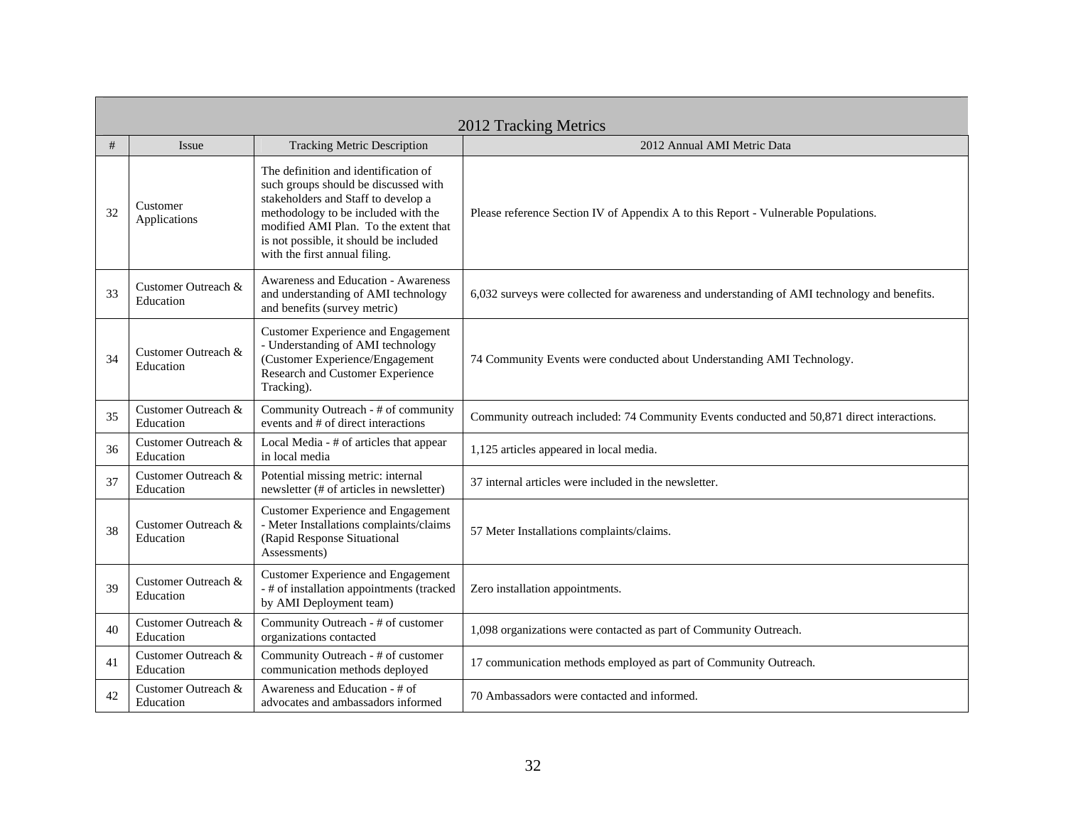| 2012 Tracking Metrics | | | |
|---|---|---|---|
| # | Issue | Tracking Metric Description | 2012 Annual AMI Metric Data |
| 32 | Customer Applications | The definition and identification of such groups should be discussed with stakeholders and Staff to develop a methodology to be included with the modified AMI Plan. To the extent that is not possible, it should be included with the first annual filing. | Please reference Section IV of Appendix A to this Report - Vulnerable Populations. |
| 33 | Customer Outreach & Education | Awareness and Education - Awareness and understanding of AMI technology and benefits (survey metric) | 6,032 surveys were collected for awareness and understanding of AMI technology and benefits. |
| 34 | Customer Outreach & Education | Customer Experience and Engagement - Understanding of AMI technology (Customer Experience/Engagement Research and Customer Experience Tracking). | 74 Community Events were conducted about Understanding AMI Technology. |
| 35 | Customer Outreach & Education | Community Outreach - # of community events and # of direct interactions | Community outreach included: 74 Community Events conducted and 50,871 direct interactions. |
| 36 | Customer Outreach & Education | Local Media - # of articles that appear in local media | 1,125 articles appeared in local media. |
| 37 | Customer Outreach & Education | Potential missing metric: internal newsletter (# of articles in newsletter) | 37 internal articles were included in the newsletter. |
| 38 | Customer Outreach & Education | Customer Experience and Engagement - Meter Installations complaints/claims (Rapid Response Situational Assessments) | 57 Meter Installations complaints/claims. |
| 39 | Customer Outreach & Education | Customer Experience and Engagement - # of installation appointments (tracked by AMI Deployment team) | Zero installation appointments. |
| 40 | Customer Outreach & Education | Community Outreach - # of customer organizations contacted | 1,098 organizations were contacted as part of Community Outreach. |
| 41 | Customer Outreach & Education | Community Outreach - # of customer communication methods deployed | 17 communication methods employed as part of Community Outreach. |
| 42 | Customer Outreach & Education | Awareness and Education - # of advocates and ambassadors informed | 70 Ambassadors were contacted and informed. |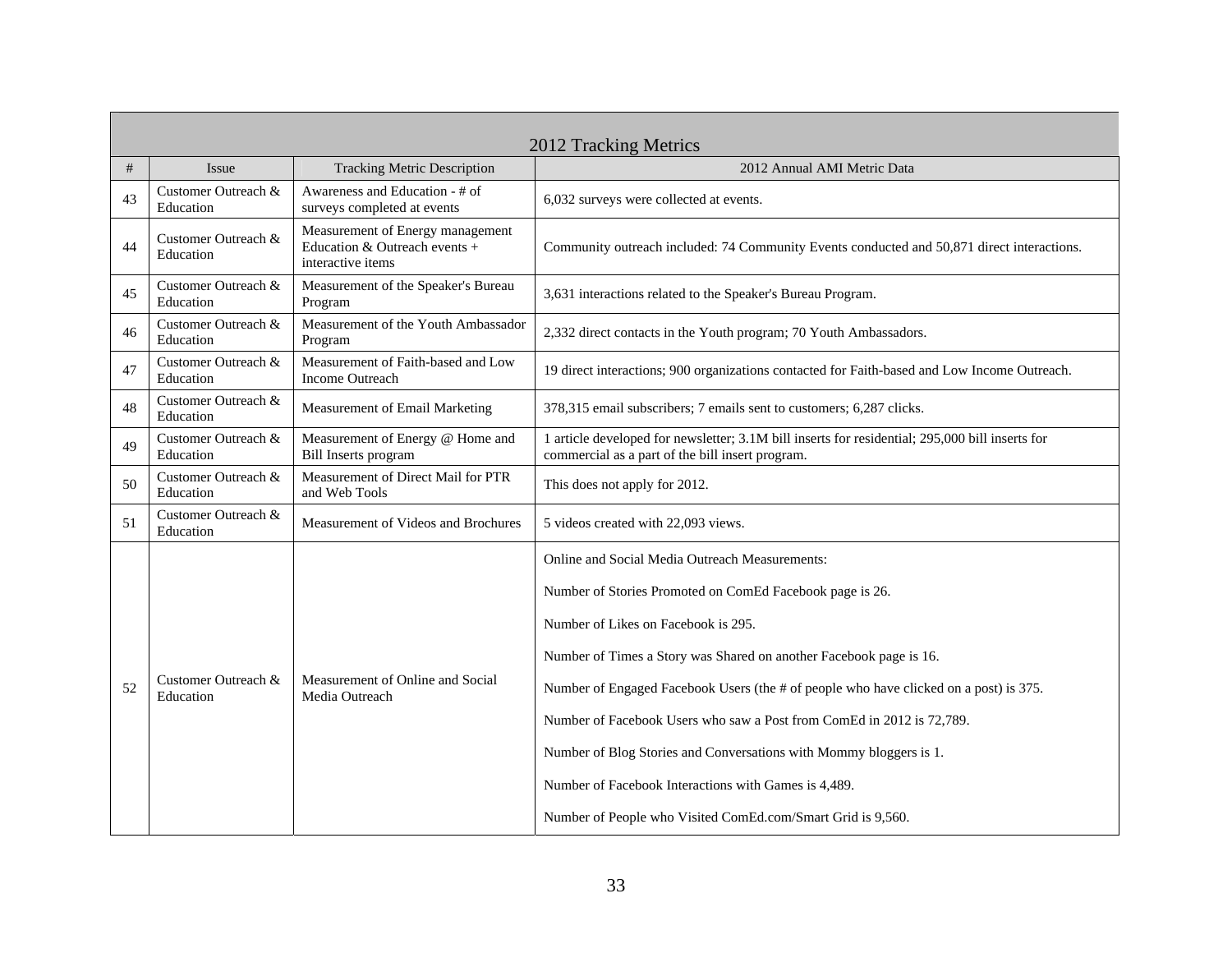| 2012 Tracking Metrics | | | |
|---|---|---|---|
| # | Issue | Tracking Metric Description | 2012 Annual AMI Metric Data |
| 43 | Customer Outreach & Education | Awareness and Education - # of surveys completed at events | 6,032 surveys were collected at events. |
| 44 | Customer Outreach & Education | Measurement of Energy management Education & Outreach events + interactive items | Community outreach included: 74 Community Events conducted and 50,871 direct interactions. |
| 45 | Customer Outreach & Education | Measurement of the Speaker's Bureau Program | 3,631 interactions related to the Speaker's Bureau Program. |
| 46 | Customer Outreach & Education | Measurement of the Youth Ambassador Program | 2,332 direct contacts in the Youth program; 70 Youth Ambassadors. |
| 47 | Customer Outreach & Education | Measurement of Faith-based and Low Income Outreach | 19 direct interactions; 900 organizations contacted for Faith-based and Low Income Outreach. |
| 48 | Customer Outreach & Education | Measurement of Email Marketing | 378,315 email subscribers; 7 emails sent to customers; 6,287 clicks. |
| 49 | Customer Outreach & Education | Measurement of Energy @ Home and Bill Inserts program | 1 article developed for newsletter; 3.1M bill inserts for residential; 295,000 bill inserts for commercial as a part of the bill insert program. |
| 50 | Customer Outreach & Education | Measurement of Direct Mail for PTR and Web Tools | This does not apply for 2012. |
| 51 | Customer Outreach & Education | Measurement of Videos and Brochures | 5 videos created with 22,093 views. |
| 52 | Customer Outreach & Education | Measurement of Online and Social Media Outreach | Online and Social Media Outreach Measurements:<br><br>Number of Stories Promoted on ComEd Facebook page is 26.<br><br>Number of Likes on Facebook is 295.<br><br>Number of Times a Story was Shared on another Facebook page is 16.<br><br>Number of Engaged Facebook Users (the # of people who have clicked on a post) is 375.<br><br>Number of Facebook Users who saw a Post from ComEd in 2012 is 72,789.<br><br>Number of Blog Stories and Conversations with Mommy bloggers is 1.<br><br>Number of Facebook Interactions with Games is 4,489.<br><br>Number of People who Visited ComEd.com/Smart Grid is 9,560. |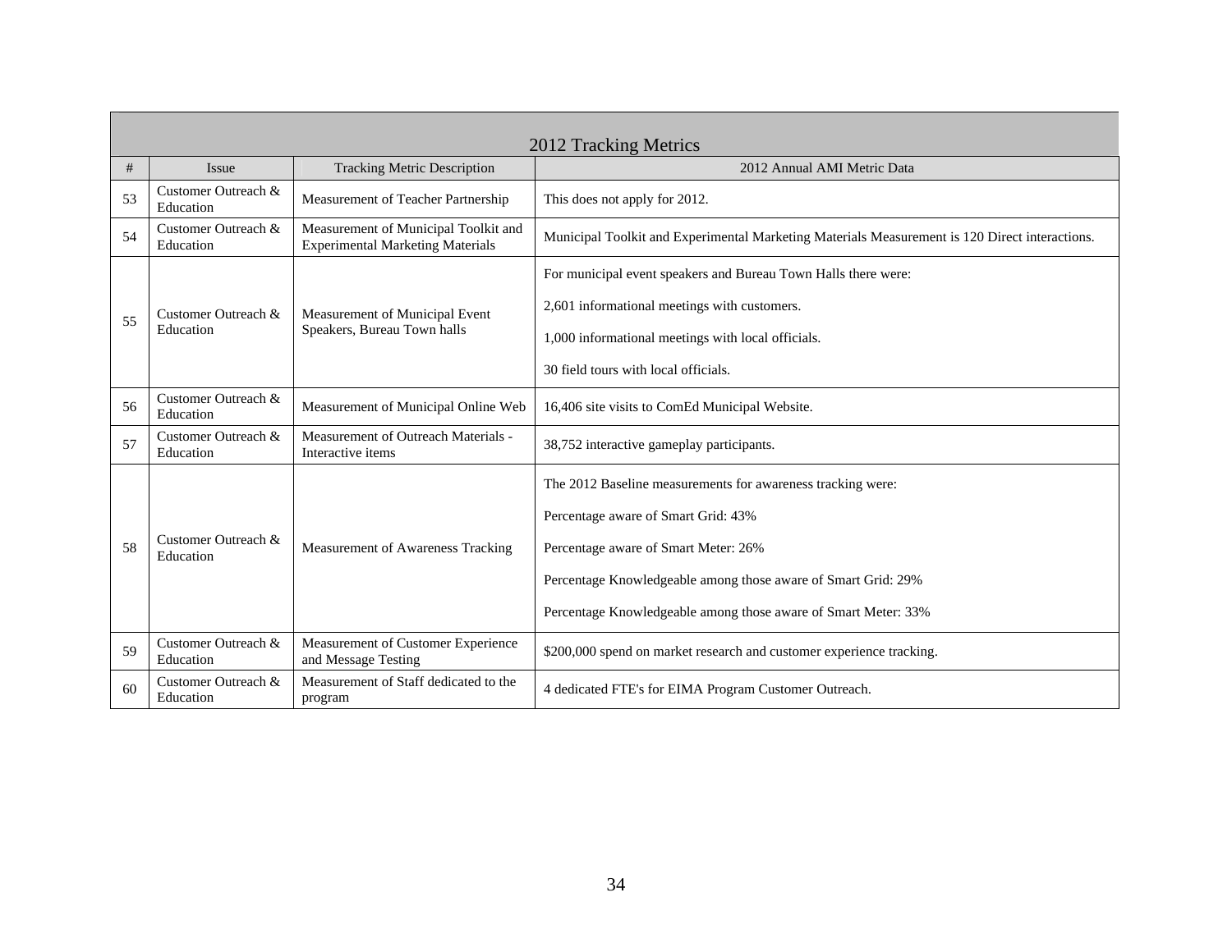| 2012 Tracking Metrics | | | |
|---|---|---|---|
| # | Issue | Tracking Metric Description | 2012 Annual AMI Metric Data |
| 53 | Customer Outreach & Education | Measurement of Teacher Partnership | This does not apply for 2012. |
| 54 | Customer Outreach & Education | Measurement of Municipal Toolkit and Experimental Marketing Materials | Municipal Toolkit and Experimental Marketing Materials Measurement is 120 Direct interactions. |
| 55 | Customer Outreach & Education | Measurement of Municipal Event Speakers, Bureau Town halls | For municipal event speakers and Bureau Town Halls there were:<br><br>2,601 informational meetings with customers.<br><br>1,000 informational meetings with local officials.<br><br>30 field tours with local officials. |
| 56 | Customer Outreach & Education | Measurement of Municipal Online Web | 16,406 site visits to ComEd Municipal Website. |
| 57 | Customer Outreach & Education | Measurement of Outreach Materials - Interactive items | 38,752 interactive gameplay participants. |
| 58 | Customer Outreach & Education | Measurement of Awareness Tracking | The 2012 Baseline measurements for awareness tracking were:<br><br>Percentage aware of Smart Grid: 43%<br><br>Percentage aware of Smart Meter: 26%<br><br>Percentage Knowledgeable among those aware of Smart Grid: 29%<br><br>Percentage Knowledgeable among those aware of Smart Meter: 33% |
| 59 | Customer Outreach & Education | Measurement of Customer Experience and Message Testing | $200,000 spend on market research and customer experience tracking. |
| 60 | Customer Outreach & Education | Measurement of Staff dedicated to the program | 4 dedicated FTE's for EIMA Program Customer Outreach. |